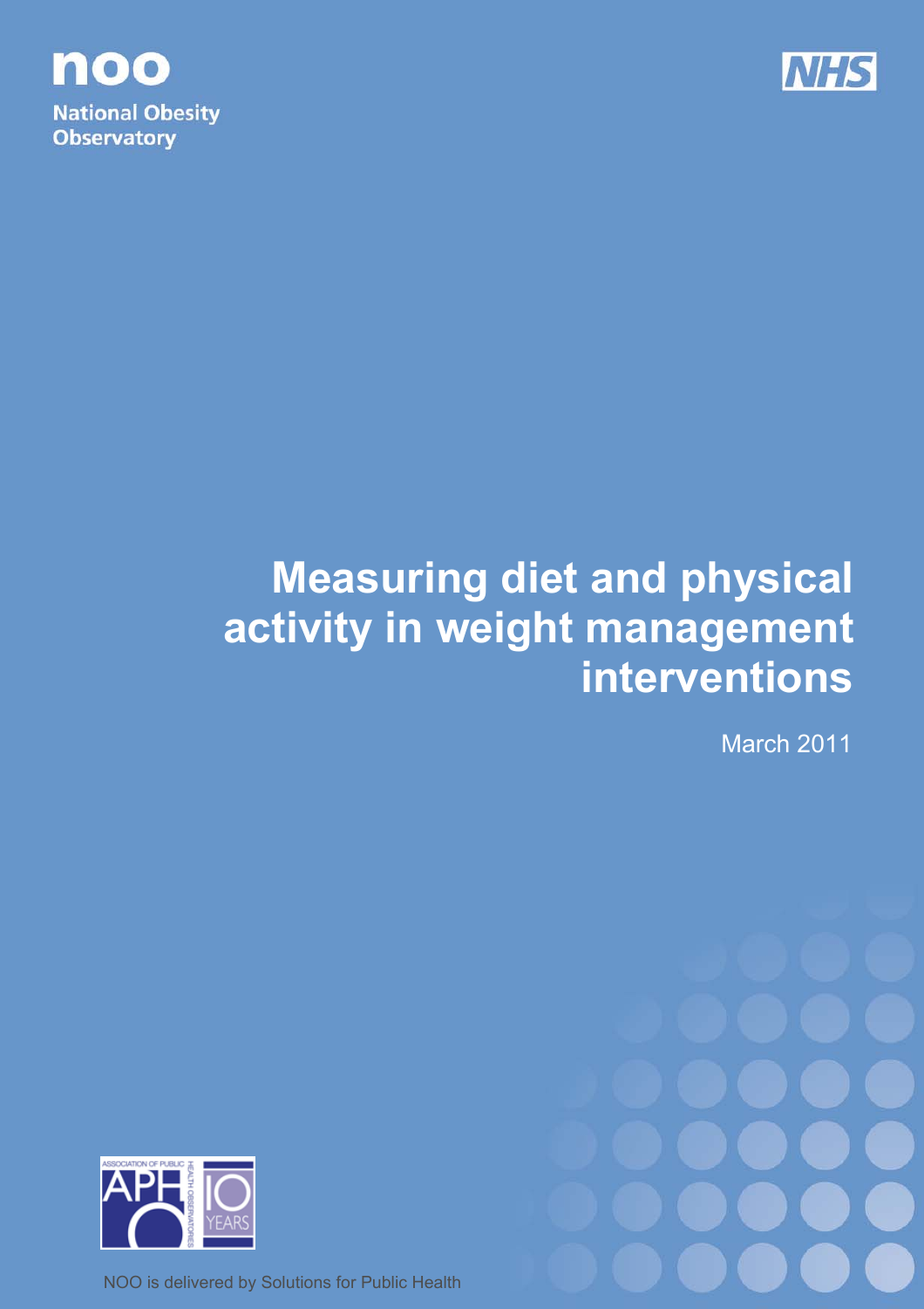noo

National Obesity Observatory

NHS

# Measuring diet and physical activity in weight management interventions

March 2011

NOO is delivered by Solutions for Public Health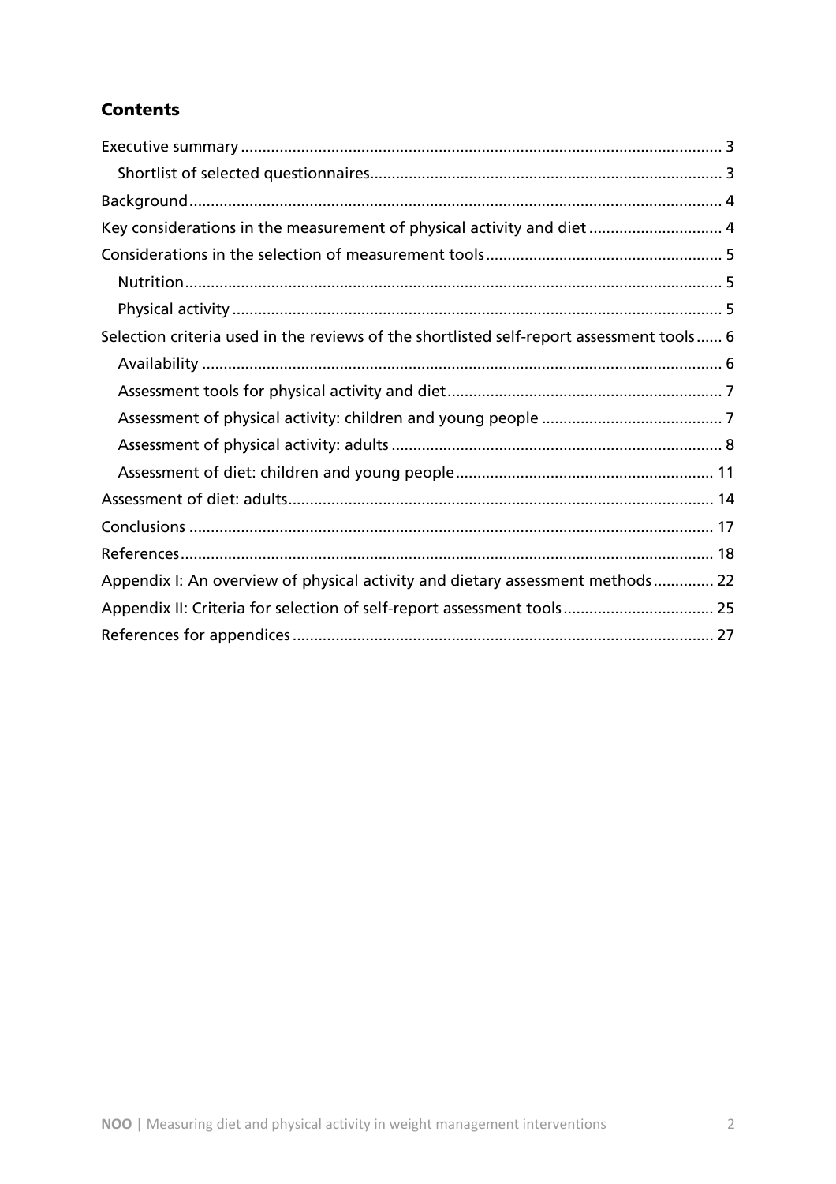## Contents

Executive summary ... 3
- Shortlist of selected questionnaires ... 3

Background ... 4

Key considerations in the measurement of physical activity and diet ... 4

Considerations in the selection of measurement tools ... 5
- Nutrition ... 5
- Physical activity ... 5

Selection criteria used in the reviews of the shortlisted self-report assessment tools ... 6
- Availability ... 6
- Assessment tools for physical activity and diet ... 7
- Assessment of physical activity: children and young people ... 7
- Assessment of physical activity: adults ... 8
- Assessment of diet: children and young people ... 11

Assessment of diet: adults ... 14

Conclusions ... 17

References ... 18

Appendix I: An overview of physical activity and dietary assessment methods ... 22

Appendix II: Criteria for selection of self-report assessment tools ... 25

References for appendices ... 27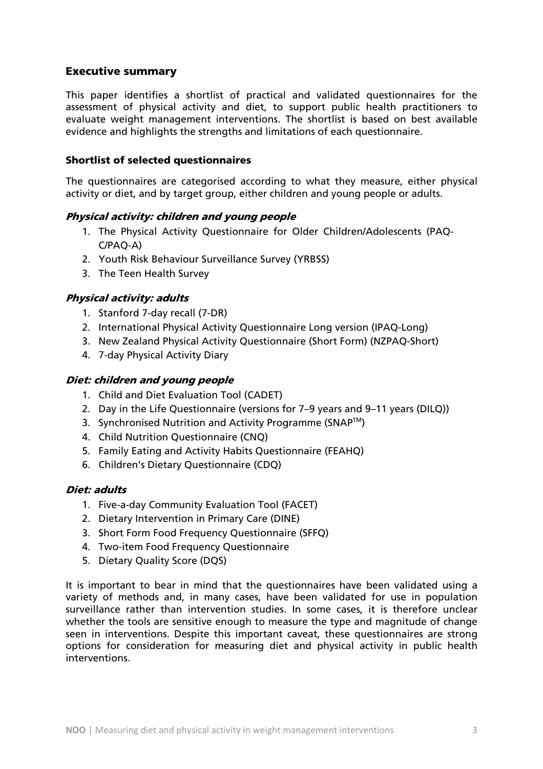## Executive summary

This paper identifies a shortlist of practical and validated questionnaires for the assessment of physical activity and diet, to support public health practitioners to evaluate weight management interventions. The shortlist is based on best available evidence and highlights the strengths and limitations of each questionnaire.

### Shortlist of selected questionnaires

The questionnaires are categorised according to what they measure, either physical activity or diet, and by target group, either children and young people or adults.

#### *Physical activity: children and young people*

1. The Physical Activity Questionnaire for Older Children/Adolescents (PAQ-C/PAQ-A)
2. Youth Risk Behaviour Surveillance Survey (YRBSS)
3. The Teen Health Survey

#### *Physical activity: adults*

1. Stanford 7-day recall (7-DR)
2. International Physical Activity Questionnaire Long version (IPAQ-Long)
3. New Zealand Physical Activity Questionnaire (Short Form) (NZPAQ-Short)
4. 7-day Physical Activity Diary

#### *Diet: children and young people*

1. Child and Diet Evaluation Tool (CADET)
2. Day in the Life Questionnaire (versions for 7–9 years and 9–11 years (DILQ))
3. Synchronised Nutrition and Activity Programme (SNAP™)
4. Child Nutrition Questionnaire (CNQ)
5. Family Eating and Activity Habits Questionnaire (FEAHQ)
6. Children's Dietary Questionnaire (CDQ)

#### *Diet: adults*

1. Five-a-day Community Evaluation Tool (FACET)
2. Dietary Intervention in Primary Care (DINE)
3. Short Form Food Frequency Questionnaire (SFFQ)
4. Two-item Food Frequency Questionnaire
5. Dietary Quality Score (DQS)

It is important to bear in mind that the questionnaires have been validated using a variety of methods and, in many cases, have been validated for use in population surveillance rather than intervention studies. In some cases, it is therefore unclear whether the tools are sensitive enough to measure the type and magnitude of change seen in interventions. Despite this important caveat, these questionnaires are strong options for consideration for measuring diet and physical activity in public health interventions.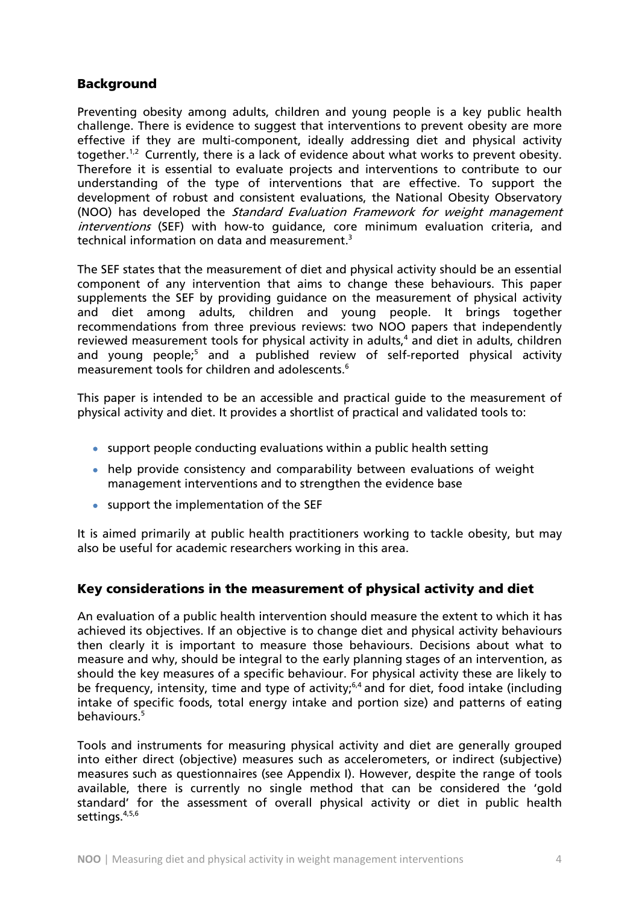## Background

Preventing obesity among adults, children and young people is a key public health challenge. There is evidence to suggest that interventions to prevent obesity are more effective if they are multi-component, ideally addressing diet and physical activity together.[1,2] Currently, there is a lack of evidence about what works to prevent obesity. Therefore it is essential to evaluate projects and interventions to contribute to our understanding of the type of interventions that are effective. To support the development of robust and consistent evaluations, the National Obesity Observatory (NOO) has developed the *Standard Evaluation Framework for weight management interventions* (SEF) with how-to guidance, core minimum evaluation criteria, and technical information on data and measurement.[3]

The SEF states that the measurement of diet and physical activity should be an essential component of any intervention that aims to change these behaviours. This paper supplements the SEF by providing guidance on the measurement of physical activity and diet among adults, children and young people. It brings together recommendations from three previous reviews: two NOO papers that independently reviewed measurement tools for physical activity in adults,[4] and diet in adults, children and young people;[5] and a published review of self-reported physical activity measurement tools for children and adolescents.[6]

This paper is intended to be an accessible and practical guide to the measurement of physical activity and diet. It provides a shortlist of practical and validated tools to:

- support people conducting evaluations within a public health setting
- help provide consistency and comparability between evaluations of weight management interventions and to strengthen the evidence base
- support the implementation of the SEF

It is aimed primarily at public health practitioners working to tackle obesity, but may also be useful for academic researchers working in this area.

## Key considerations in the measurement of physical activity and diet

An evaluation of a public health intervention should measure the extent to which it has achieved its objectives. If an objective is to change diet and physical activity behaviours then clearly it is important to measure those behaviours. Decisions about what to measure and why, should be integral to the early planning stages of an intervention, as should the key measures of a specific behaviour. For physical activity these are likely to be frequency, intensity, time and type of activity;[6,4] and for diet, food intake (including intake of specific foods, total energy intake and portion size) and patterns of eating behaviours.[5]

Tools and instruments for measuring physical activity and diet are generally grouped into either direct (objective) measures such as accelerometers, or indirect (subjective) measures such as questionnaires (see Appendix I). However, despite the range of tools available, there is currently no single method that can be considered the 'gold standard' for the assessment of overall physical activity or diet in public health settings.[4,5,6]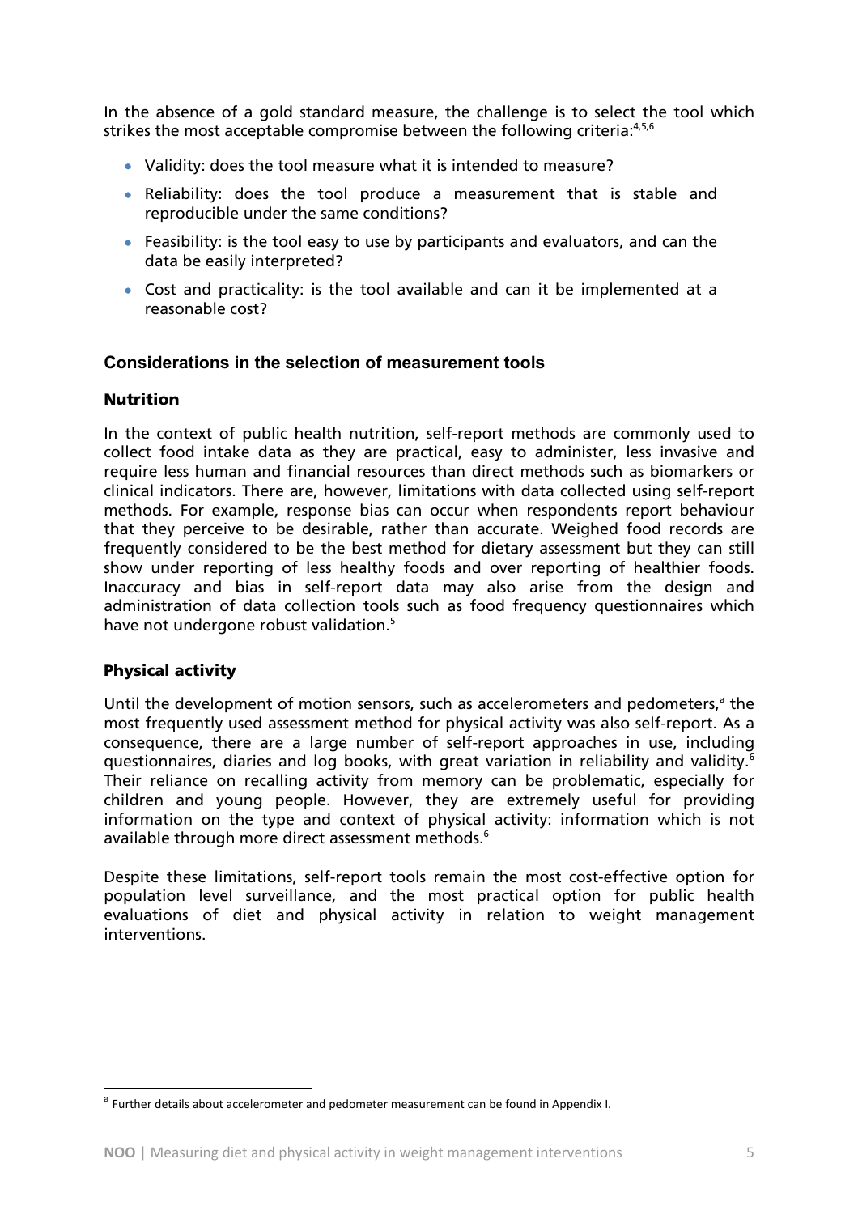In the absence of a gold standard measure, the challenge is to select the tool which strikes the most acceptable compromise between the following criteria:[4,5,6]

- Validity: does the tool measure what it is intended to measure?
- Reliability: does the tool produce a measurement that is stable and reproducible under the same conditions?
- Feasibility: is the tool easy to use by participants and evaluators, and can the data be easily interpreted?
- Cost and practicality: is the tool available and can it be implemented at a reasonable cost?

## Considerations in the selection of measurement tools

### Nutrition

In the context of public health nutrition, self-report methods are commonly used to collect food intake data as they are practical, easy to administer, less invasive and require less human and financial resources than direct methods such as biomarkers or clinical indicators. There are, however, limitations with data collected using self-report methods. For example, response bias can occur when respondents report behaviour that they perceive to be desirable, rather than accurate. Weighed food records are frequently considered to be the best method for dietary assessment but they can still show under reporting of less healthy foods and over reporting of healthier foods. Inaccuracy and bias in self-report data may also arise from the design and administration of data collection tools such as food frequency questionnaires which have not undergone robust validation.[5]

### Physical activity

Until the development of motion sensors, such as accelerometers and pedometers,[a] the most frequently used assessment method for physical activity was also self-report. As a consequence, there are a large number of self-report approaches in use, including questionnaires, diaries and log books, with great variation in reliability and validity.[6] Their reliance on recalling activity from memory can be problematic, especially for children and young people. However, they are extremely useful for providing information on the type and context of physical activity: information which is not available through more direct assessment methods.[6]

Despite these limitations, self-report tools remain the most cost-effective option for population level surveillance, and the most practical option for public health evaluations of diet and physical activity in relation to weight management interventions.

[a] Further details about accelerometer and pedometer measurement can be found in Appendix I.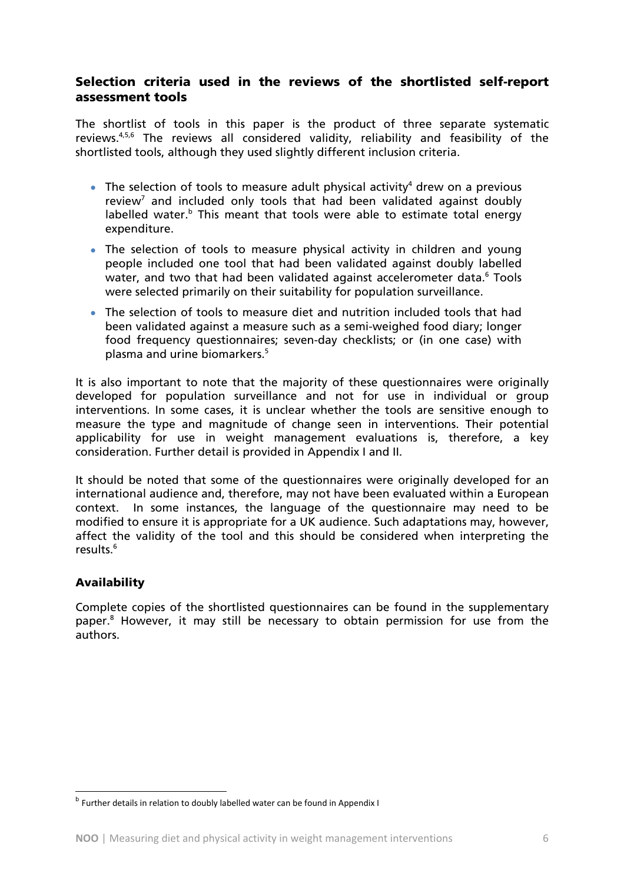## Selection criteria used in the reviews of the shortlisted self-report assessment tools

The shortlist of tools in this paper is the product of three separate systematic reviews.[4,5,6] The reviews all considered validity, reliability and feasibility of the shortlisted tools, although they used slightly different inclusion criteria.

- The selection of tools to measure adult physical activity[4] drew on a previous review[7] and included only tools that had been validated against doubly labelled water.[b] This meant that tools were able to estimate total energy expenditure.
- The selection of tools to measure physical activity in children and young people included one tool that had been validated against doubly labelled water, and two that had been validated against accelerometer data.[6] Tools were selected primarily on their suitability for population surveillance.
- The selection of tools to measure diet and nutrition included tools that had been validated against a measure such as a semi-weighed food diary; longer food frequency questionnaires; seven-day checklists; or (in one case) with plasma and urine biomarkers.[5]

It is also important to note that the majority of these questionnaires were originally developed for population surveillance and not for use in individual or group interventions. In some cases, it is unclear whether the tools are sensitive enough to measure the type and magnitude of change seen in interventions. Their potential applicability for use in weight management evaluations is, therefore, a key consideration. Further detail is provided in Appendix I and II.

It should be noted that some of the questionnaires were originally developed for an international audience and, therefore, may not have been evaluated within a European context. In some instances, the language of the questionnaire may need to be modified to ensure it is appropriate for a UK audience. Such adaptations may, however, affect the validity of the tool and this should be considered when interpreting the results.[6]

### Availability

Complete copies of the shortlisted questionnaires can be found in the supplementary paper.[8] However, it may still be necessary to obtain permission for use from the authors.

[b] Further details in relation to doubly labelled water can be found in Appendix I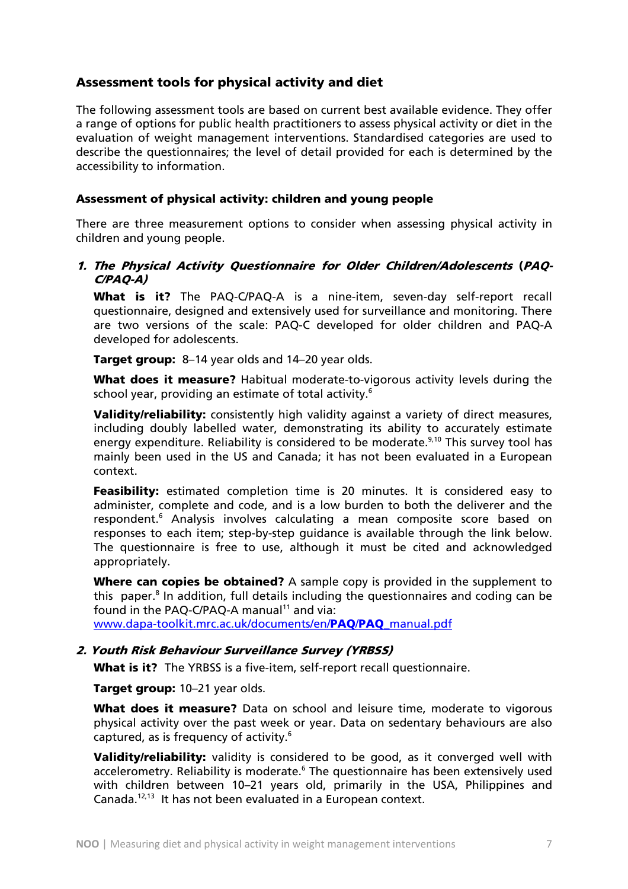## Assessment tools for physical activity and diet

The following assessment tools are based on current best available evidence. They offer a range of options for public health practitioners to assess physical activity or diet in the evaluation of weight management interventions. Standardised categories are used to describe the questionnaires; the level of detail provided for each is determined by the accessibility to information.

### Assessment of physical activity: children and young people

There are three measurement options to consider when assessing physical activity in children and young people.

#### 1. *The Physical Activity Questionnaire for Older Children/Adolescents* (*PAQ-C/PAQ-A)*

**What is it?** The PAQ-C/PAQ-A is a nine-item, seven-day self-report recall questionnaire, designed and extensively used for surveillance and monitoring. There are two versions of the scale: PAQ-C developed for older children and PAQ-A developed for adolescents.

**Target group:** 8–14 year olds and 14–20 year olds.

**What does it measure?** Habitual moderate-to-vigorous activity levels during the school year, providing an estimate of total activity.[6]

**Validity/reliability:** consistently high validity against a variety of direct measures, including doubly labelled water, demonstrating its ability to accurately estimate energy expenditure. Reliability is considered to be moderate.[9,10] This survey tool has mainly been used in the US and Canada; it has not been evaluated in a European context.

**Feasibility:** estimated completion time is 20 minutes. It is considered easy to administer, complete and code, and is a low burden to both the deliverer and the respondent.[6] Analysis involves calculating a mean composite score based on responses to each item; step-by-step guidance is available through the link below. The questionnaire is free to use, although it must be cited and acknowledged appropriately.

**Where can copies be obtained?** A sample copy is provided in the supplement to this paper.[8] In addition, full details including the questionnaires and coding can be found in the PAQ-C/PAQ-A manual[11] and via:
www.dapa-toolkit.mrc.ac.uk/documents/en/**PAQ**/**PAQ**_manual.pdf

#### 2. *Youth Risk Behaviour Surveillance Survey (YRBSS)*

**What is it?** The YRBSS is a five-item, self-report recall questionnaire.

**Target group:** 10–21 year olds.

**What does it measure?** Data on school and leisure time, moderate to vigorous physical activity over the past week or year. Data on sedentary behaviours are also captured, as is frequency of activity.[6]

**Validity/reliability:** validity is considered to be good, as it converged well with accelerometry. Reliability is moderate.[6] The questionnaire has been extensively used with children between 10–21 years old, primarily in the USA, Philippines and Canada.[12,13] It has not been evaluated in a European context.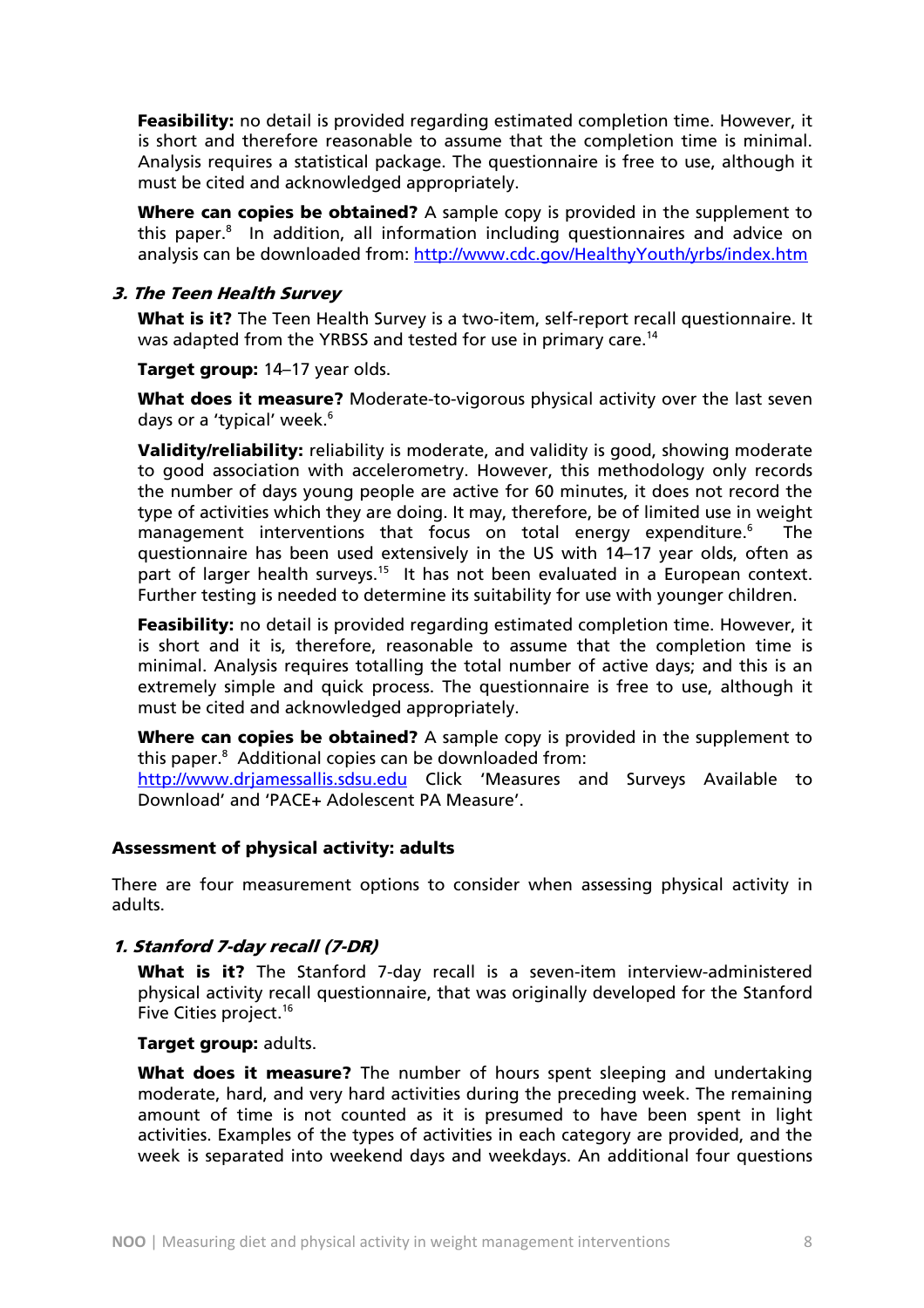**Feasibility:** no detail is provided regarding estimated completion time. However, it is short and therefore reasonable to assume that the completion time is minimal. Analysis requires a statistical package. The questionnaire is free to use, although it must be cited and acknowledged appropriately.

**Where can copies be obtained?** A sample copy is provided in the supplement to this paper.[8] In addition, all information including questionnaires and advice on analysis can be downloaded from: http://www.cdc.gov/HealthyYouth/yrbs/index.htm

### *3. The Teen Health Survey*

**What is it?** The Teen Health Survey is a two-item, self-report recall questionnaire. It was adapted from the YRBSS and tested for use in primary care.[14]

**Target group:** 14–17 year olds.

**What does it measure?** Moderate-to-vigorous physical activity over the last seven days or a 'typical' week.[6]

**Validity/reliability:** reliability is moderate, and validity is good, showing moderate to good association with accelerometry. However, this methodology only records the number of days young people are active for 60 minutes, it does not record the type of activities which they are doing. It may, therefore, be of limited use in weight management interventions that focus on total energy expenditure.[6] The questionnaire has been used extensively in the US with 14–17 year olds, often as part of larger health surveys.[15] It has not been evaluated in a European context. Further testing is needed to determine its suitability for use with younger children.

**Feasibility:** no detail is provided regarding estimated completion time. However, it is short and it is, therefore, reasonable to assume that the completion time is minimal. Analysis requires totalling the total number of active days; and this is an extremely simple and quick process. The questionnaire is free to use, although it must be cited and acknowledged appropriately.

**Where can copies be obtained?** A sample copy is provided in the supplement to this paper.[8] Additional copies can be downloaded from:
http://www.drjamessallis.sdsu.edu Click 'Measures and Surveys Available to Download' and 'PACE+ Adolescent PA Measure'.

## Assessment of physical activity: adults

There are four measurement options to consider when assessing physical activity in adults.

### *1. Stanford 7-day recall (7-DR)*

**What is it?** The Stanford 7-day recall is a seven-item interview-administered physical activity recall questionnaire, that was originally developed for the Stanford Five Cities project.[16]

**Target group:** adults.

**What does it measure?** The number of hours spent sleeping and undertaking moderate, hard, and very hard activities during the preceding week. The remaining amount of time is not counted as it is presumed to have been spent in light activities. Examples of the types of activities in each category are provided, and the week is separated into weekend days and weekdays. An additional four questions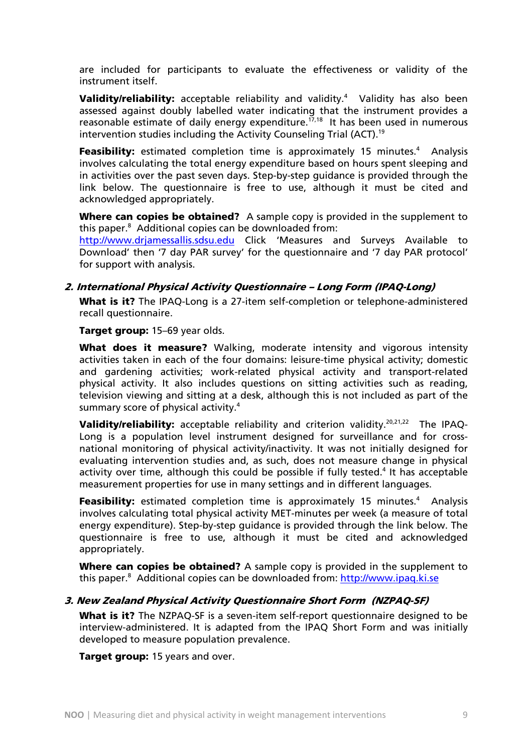are included for participants to evaluate the effectiveness or validity of the instrument itself.

**Validity/reliability:** acceptable reliability and validity.[4] Validity has also been assessed against doubly labelled water indicating that the instrument provides a reasonable estimate of daily energy expenditure.[17,18] It has been used in numerous intervention studies including the Activity Counseling Trial (ACT).[19]

**Feasibility:** estimated completion time is approximately 15 minutes.[4] Analysis involves calculating the total energy expenditure based on hours spent sleeping and in activities over the past seven days. Step-by-step guidance is provided through the link below. The questionnaire is free to use, although it must be cited and acknowledged appropriately.

**Where can copies be obtained?** A sample copy is provided in the supplement to this paper.[8] Additional copies can be downloaded from: http://www.drjamessallis.sdsu.edu Click 'Measures and Surveys Available to Download' then '7 day PAR survey' for the questionnaire and '7 day PAR protocol' for support with analysis.

### *2. International Physical Activity Questionnaire – Long Form (IPAQ-Long)*

**What is it?** The IPAQ-Long is a 27-item self-completion or telephone-administered recall questionnaire.

**Target group:** 15–69 year olds.

**What does it measure?** Walking, moderate intensity and vigorous intensity activities taken in each of the four domains: leisure-time physical activity; domestic and gardening activities; work-related physical activity and transport-related physical activity. It also includes questions on sitting activities such as reading, television viewing and sitting at a desk, although this is not included as part of the summary score of physical activity.[4]

**Validity/reliability:** acceptable reliability and criterion validity.[20,21,22] The IPAQ-Long is a population level instrument designed for surveillance and for cross-national monitoring of physical activity/inactivity. It was not initially designed for evaluating intervention studies and, as such, does not measure change in physical activity over time, although this could be possible if fully tested.[4] It has acceptable measurement properties for use in many settings and in different languages.

**Feasibility:** estimated completion time is approximately 15 minutes.[4] Analysis involves calculating total physical activity MET-minutes per week (a measure of total energy expenditure). Step-by-step guidance is provided through the link below. The questionnaire is free to use, although it must be cited and acknowledged appropriately.

**Where can copies be obtained?** A sample copy is provided in the supplement to this paper.[8] Additional copies can be downloaded from: http://www.ipaq.ki.se

### *3. New Zealand Physical Activity Questionnaire Short Form (NZPAQ-SF)*

**What is it?** The NZPAQ-SF is a seven-item self-report questionnaire designed to be interview-administered. It is adapted from the IPAQ Short Form and was initially developed to measure population prevalence.

**Target group:** 15 years and over.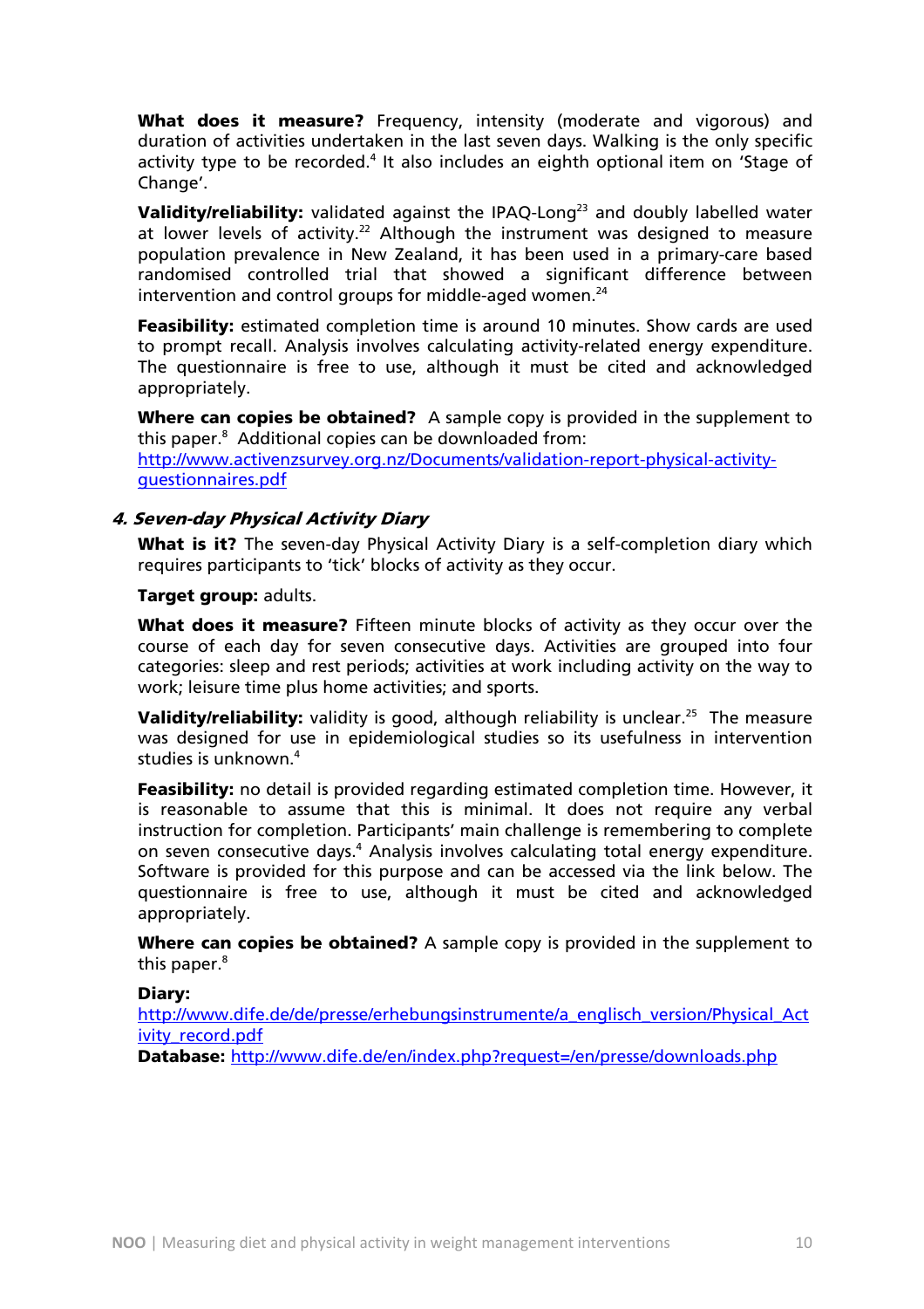**What does it measure?** Frequency, intensity (moderate and vigorous) and duration of activities undertaken in the last seven days. Walking is the only specific activity type to be recorded.[4] It also includes an eighth optional item on 'Stage of Change'.

**Validity/reliability:** validated against the IPAQ-Long[23] and doubly labelled water at lower levels of activity.[22] Although the instrument was designed to measure population prevalence in New Zealand, it has been used in a primary-care based randomised controlled trial that showed a significant difference between intervention and control groups for middle-aged women.[24]

**Feasibility:** estimated completion time is around 10 minutes. Show cards are used to prompt recall. Analysis involves calculating activity-related energy expenditure. The questionnaire is free to use, although it must be cited and acknowledged appropriately.

**Where can copies be obtained?** A sample copy is provided in the supplement to this paper.[8] Additional copies can be downloaded from: http://www.activenzsurvey.org.nz/Documents/validation-report-physical-activity-questionnaires.pdf

### *4. Seven-day Physical Activity Diary*

**What is it?** The seven-day Physical Activity Diary is a self-completion diary which requires participants to 'tick' blocks of activity as they occur.

**Target group:** adults.

**What does it measure?** Fifteen minute blocks of activity as they occur over the course of each day for seven consecutive days. Activities are grouped into four categories: sleep and rest periods; activities at work including activity on the way to work; leisure time plus home activities; and sports.

**Validity/reliability:** validity is good, although reliability is unclear.[25] The measure was designed for use in epidemiological studies so its usefulness in intervention studies is unknown.[4]

**Feasibility:** no detail is provided regarding estimated completion time. However, it is reasonable to assume that this is minimal. It does not require any verbal instruction for completion. Participants' main challenge is remembering to complete on seven consecutive days.[4] Analysis involves calculating total energy expenditure. Software is provided for this purpose and can be accessed via the link below. The questionnaire is free to use, although it must be cited and acknowledged appropriately.

**Where can copies be obtained?** A sample copy is provided in the supplement to this paper.[8]

**Diary:**
http://www.dife.de/de/presse/erhebungsinstrumente/a_englisch_version/Physical_Activity_record.pdf
**Database:** http://www.dife.de/en/index.php?request=/en/presse/downloads.php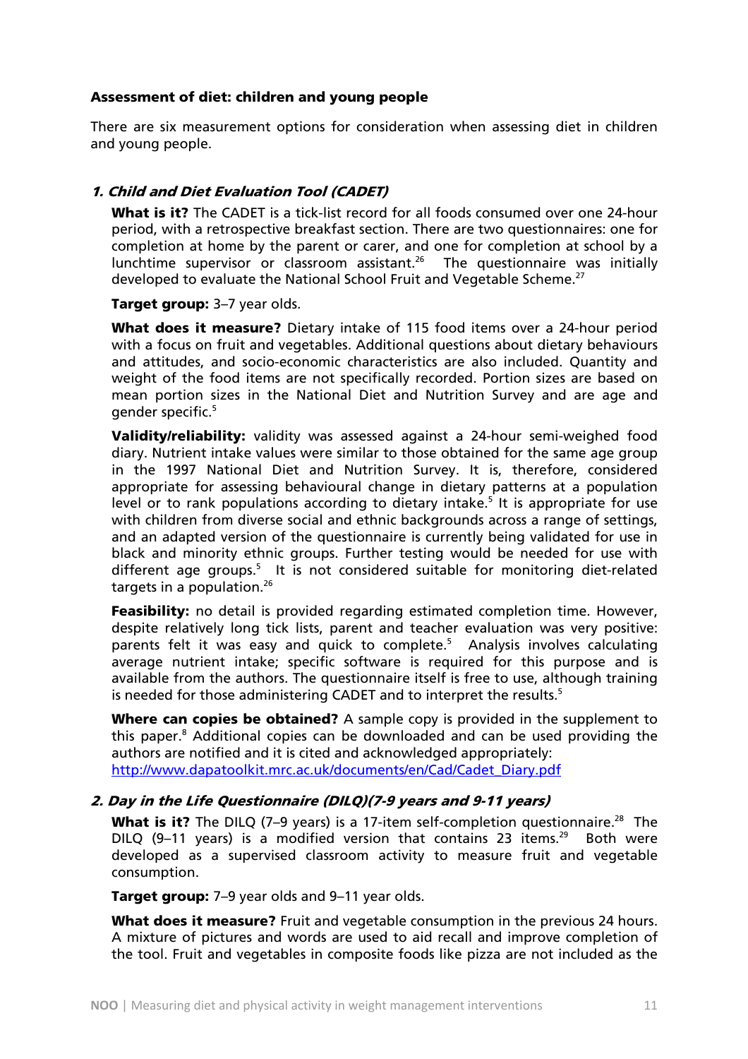**Assessment of diet: children and young people**

There are six measurement options for consideration when assessing diet in children and young people.

***1. Child and Diet Evaluation Tool (CADET)***

**What is it?** The CADET is a tick-list record for all foods consumed over one 24-hour period, with a retrospective breakfast section. There are two questionnaires: one for completion at home by the parent or carer, and one for completion at school by a lunchtime supervisor or classroom assistant.[26] The questionnaire was initially developed to evaluate the National School Fruit and Vegetable Scheme.[27]

**Target group:** 3–7 year olds.

**What does it measure?** Dietary intake of 115 food items over a 24-hour period with a focus on fruit and vegetables. Additional questions about dietary behaviours and attitudes, and socio-economic characteristics are also included. Quantity and weight of the food items are not specifically recorded. Portion sizes are based on mean portion sizes in the National Diet and Nutrition Survey and are age and gender specific.[5]

**Validity/reliability:** validity was assessed against a 24-hour semi-weighed food diary. Nutrient intake values were similar to those obtained for the same age group in the 1997 National Diet and Nutrition Survey. It is, therefore, considered appropriate for assessing behavioural change in dietary patterns at a population level or to rank populations according to dietary intake.[5] It is appropriate for use with children from diverse social and ethnic backgrounds across a range of settings, and an adapted version of the questionnaire is currently being validated for use in black and minority ethnic groups. Further testing would be needed for use with different age groups.[5] It is not considered suitable for monitoring diet-related targets in a population.[26]

**Feasibility:** no detail is provided regarding estimated completion time. However, despite relatively long tick lists, parent and teacher evaluation was very positive: parents felt it was easy and quick to complete.[5] Analysis involves calculating average nutrient intake; specific software is required for this purpose and is available from the authors. The questionnaire itself is free to use, although training is needed for those administering CADET and to interpret the results.[5]

**Where can copies be obtained?** A sample copy is provided in the supplement to this paper.[8] Additional copies can be downloaded and can be used providing the authors are notified and it is cited and acknowledged appropriately:
http://www.dapatoolkit.mrc.ac.uk/documents/en/Cad/Cadet_Diary.pdf

***2. Day in the Life Questionnaire (DILQ)(7-9 years and 9-11 years)***

**What is it?** The DILQ (7–9 years) is a 17-item self-completion questionnaire.[28] The DILQ (9–11 years) is a modified version that contains 23 items.[29] Both were developed as a supervised classroom activity to measure fruit and vegetable consumption.

**Target group:** 7–9 year olds and 9–11 year olds.

**What does it measure?** Fruit and vegetable consumption in the previous 24 hours. A mixture of pictures and words are used to aid recall and improve completion of the tool. Fruit and vegetables in composite foods like pizza are not included as the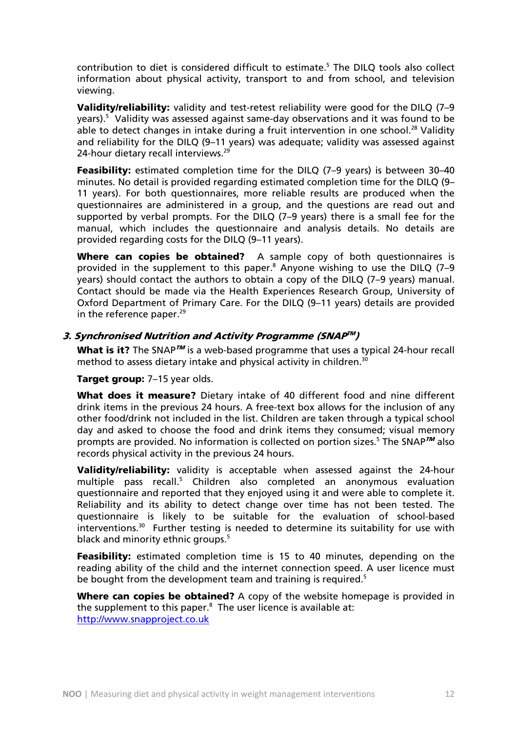contribution to diet is considered difficult to estimate.[5] The DILQ tools also collect information about physical activity, transport to and from school, and television viewing.

**Validity/reliability:** validity and test-retest reliability were good for the DILQ (7–9 years).[5] Validity was assessed against same-day observations and it was found to be able to detect changes in intake during a fruit intervention in one school.[28] Validity and reliability for the DILQ (9–11 years) was adequate; validity was assessed against 24-hour dietary recall interviews.[29]

**Feasibility:** estimated completion time for the DILQ (7–9 years) is between 30–40 minutes. No detail is provided regarding estimated completion time for the DILQ (9–11 years). For both questionnaires, more reliable results are produced when the questionnaires are administered in a group, and the questions are read out and supported by verbal prompts. For the DILQ (7–9 years) there is a small fee for the manual, which includes the questionnaire and analysis details. No details are provided regarding costs for the DILQ (9–11 years).

**Where can copies be obtained?** A sample copy of both questionnaires is provided in the supplement to this paper.[8] Anyone wishing to use the DILQ (7–9 years) should contact the authors to obtain a copy of the DILQ (7–9 years) manual. Contact should be made via the Health Experiences Research Group, University of Oxford Department of Primary Care. For the DILQ (9–11 years) details are provided in the reference paper.[29]

### 3. Synchronised Nutrition and Activity Programme (SNAP™)

**What is it?** The SNAP™ is a web-based programme that uses a typical 24-hour recall method to assess dietary intake and physical activity in children.[30]

**Target group:** 7–15 year olds.

**What does it measure?** Dietary intake of 40 different food and nine different drink items in the previous 24 hours. A free-text box allows for the inclusion of any other food/drink not included in the list. Children are taken through a typical school day and asked to choose the food and drink items they consumed; visual memory prompts are provided. No information is collected on portion sizes.[5] The SNAP™ also records physical activity in the previous 24 hours.

**Validity/reliability:** validity is acceptable when assessed against the 24-hour multiple pass recall.[5] Children also completed an anonymous evaluation questionnaire and reported that they enjoyed using it and were able to complete it. Reliability and its ability to detect change over time has not been tested. The questionnaire is likely to be suitable for the evaluation of school-based interventions.[30] Further testing is needed to determine its suitability for use with black and minority ethnic groups.[5]

**Feasibility:** estimated completion time is 15 to 40 minutes, depending on the reading ability of the child and the internet connection speed. A user licence must be bought from the development team and training is required.[5]

**Where can copies be obtained?** A copy of the website homepage is provided in the supplement to this paper.[8] The user licence is available at: http://www.snapproject.co.uk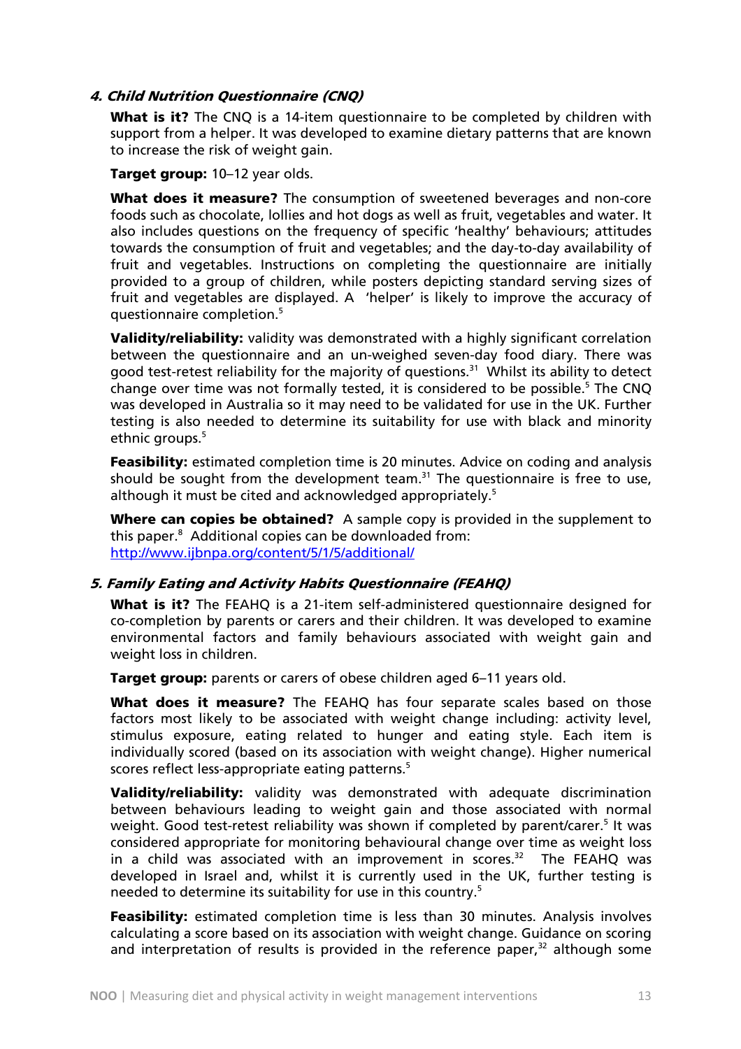#### *4. Child Nutrition Questionnaire (CNQ)*

**What is it?** The CNQ is a 14-item questionnaire to be completed by children with support from a helper. It was developed to examine dietary patterns that are known to increase the risk of weight gain.

**Target group:** 10–12 year olds.

**What does it measure?** The consumption of sweetened beverages and non-core foods such as chocolate, lollies and hot dogs as well as fruit, vegetables and water. It also includes questions on the frequency of specific 'healthy' behaviours; attitudes towards the consumption of fruit and vegetables; and the day-to-day availability of fruit and vegetables. Instructions on completing the questionnaire are initially provided to a group of children, while posters depicting standard serving sizes of fruit and vegetables are displayed. A 'helper' is likely to improve the accuracy of questionnaire completion.[5]

**Validity/reliability:** validity was demonstrated with a highly significant correlation between the questionnaire and an un-weighed seven-day food diary. There was good test-retest reliability for the majority of questions.[31] Whilst its ability to detect change over time was not formally tested, it is considered to be possible.[5] The CNQ was developed in Australia so it may need to be validated for use in the UK. Further testing is also needed to determine its suitability for use with black and minority ethnic groups.[5]

**Feasibility:** estimated completion time is 20 minutes. Advice on coding and analysis should be sought from the development team.[31] The questionnaire is free to use, although it must be cited and acknowledged appropriately.[5]

**Where can copies be obtained?** A sample copy is provided in the supplement to this paper.[8] Additional copies can be downloaded from: http://www.ijbnpa.org/content/5/1/5/additional/

#### *5. Family Eating and Activity Habits Questionnaire (FEAHQ)*

**What is it?** The FEAHQ is a 21-item self-administered questionnaire designed for co-completion by parents or carers and their children. It was developed to examine environmental factors and family behaviours associated with weight gain and weight loss in children.

**Target group:** parents or carers of obese children aged 6–11 years old.

**What does it measure?** The FEAHQ has four separate scales based on those factors most likely to be associated with weight change including: activity level, stimulus exposure, eating related to hunger and eating style. Each item is individually scored (based on its association with weight change). Higher numerical scores reflect less-appropriate eating patterns.[5]

**Validity/reliability:** validity was demonstrated with adequate discrimination between behaviours leading to weight gain and those associated with normal weight. Good test-retest reliability was shown if completed by parent/carer.[5] It was considered appropriate for monitoring behavioural change over time as weight loss in a child was associated with an improvement in scores.[32] The FEAHQ was developed in Israel and, whilst it is currently used in the UK, further testing is needed to determine its suitability for use in this country.[5]

**Feasibility:** estimated completion time is less than 30 minutes. Analysis involves calculating a score based on its association with weight change. Guidance on scoring and interpretation of results is provided in the reference paper,[32] although some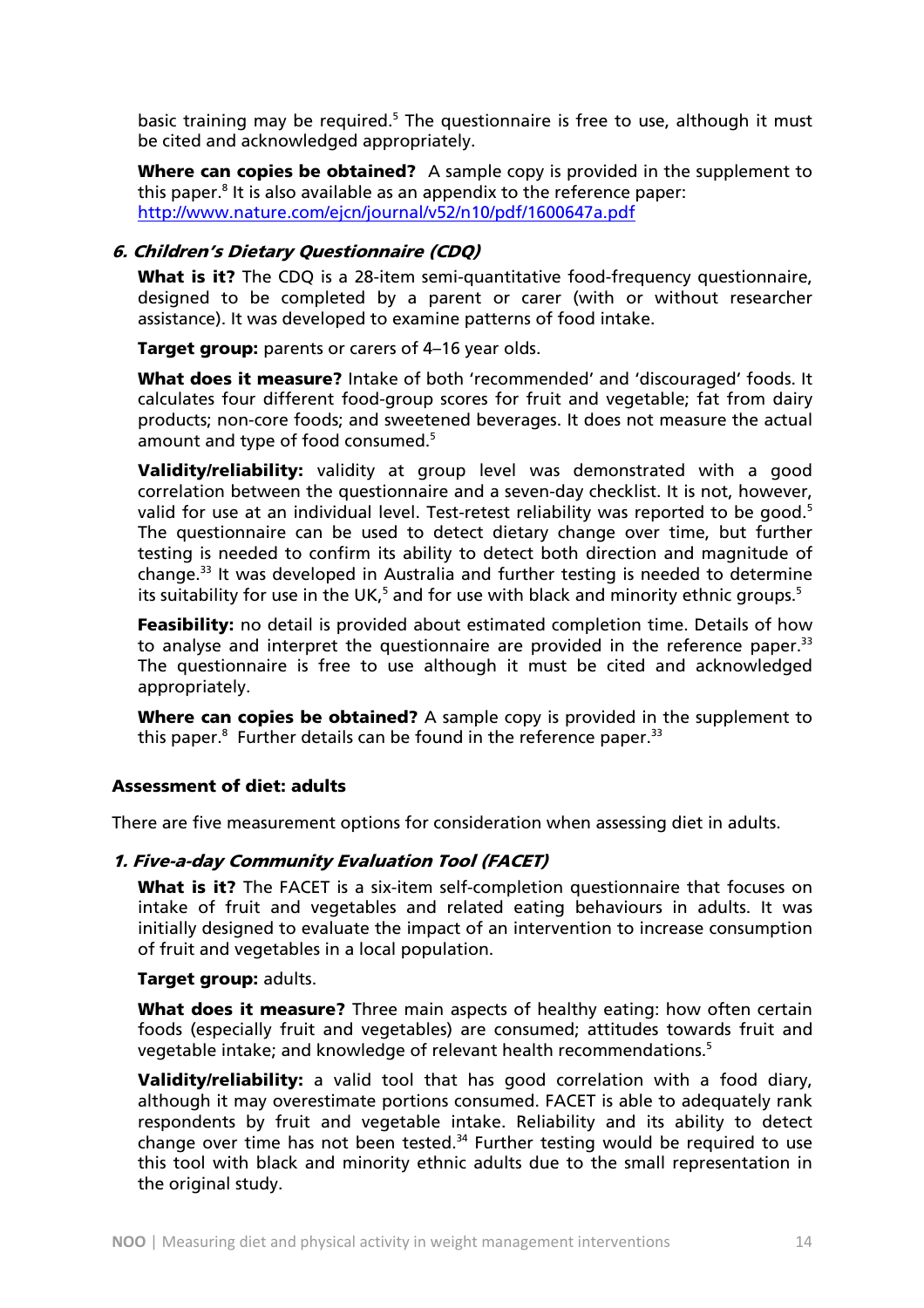basic training may be required.[5] The questionnaire is free to use, although it must be cited and acknowledged appropriately.

**Where can copies be obtained?** A sample copy is provided in the supplement to this paper.[8] It is also available as an appendix to the reference paper: http://www.nature.com/ejcn/journal/v52/n10/pdf/1600647a.pdf

#### *6. Children's Dietary Questionnaire (CDQ)*

**What is it?** The CDQ is a 28-item semi-quantitative food-frequency questionnaire, designed to be completed by a parent or carer (with or without researcher assistance). It was developed to examine patterns of food intake.

**Target group:** parents or carers of 4–16 year olds.

**What does it measure?** Intake of both 'recommended' and 'discouraged' foods. It calculates four different food-group scores for fruit and vegetable; fat from dairy products; non-core foods; and sweetened beverages. It does not measure the actual amount and type of food consumed.[5]

**Validity/reliability:** validity at group level was demonstrated with a good correlation between the questionnaire and a seven-day checklist. It is not, however, valid for use at an individual level. Test-retest reliability was reported to be good.[5] The questionnaire can be used to detect dietary change over time, but further testing is needed to confirm its ability to detect both direction and magnitude of change.[33] It was developed in Australia and further testing is needed to determine its suitability for use in the UK,[5] and for use with black and minority ethnic groups.[5]

**Feasibility:** no detail is provided about estimated completion time. Details of how to analyse and interpret the questionnaire are provided in the reference paper.[33] The questionnaire is free to use although it must be cited and acknowledged appropriately.

**Where can copies be obtained?** A sample copy is provided in the supplement to this paper.[8] Further details can be found in the reference paper.[33]

### Assessment of diet: adults

There are five measurement options for consideration when assessing diet in adults.

#### *1. Five-a-day Community Evaluation Tool (FACET)*

**What is it?** The FACET is a six-item self-completion questionnaire that focuses on intake of fruit and vegetables and related eating behaviours in adults. It was initially designed to evaluate the impact of an intervention to increase consumption of fruit and vegetables in a local population.

**Target group:** adults.

**What does it measure?** Three main aspects of healthy eating: how often certain foods (especially fruit and vegetables) are consumed; attitudes towards fruit and vegetable intake; and knowledge of relevant health recommendations.[5]

**Validity/reliability:** a valid tool that has good correlation with a food diary, although it may overestimate portions consumed. FACET is able to adequately rank respondents by fruit and vegetable intake. Reliability and its ability to detect change over time has not been tested.[34] Further testing would be required to use this tool with black and minority ethnic adults due to the small representation in the original study.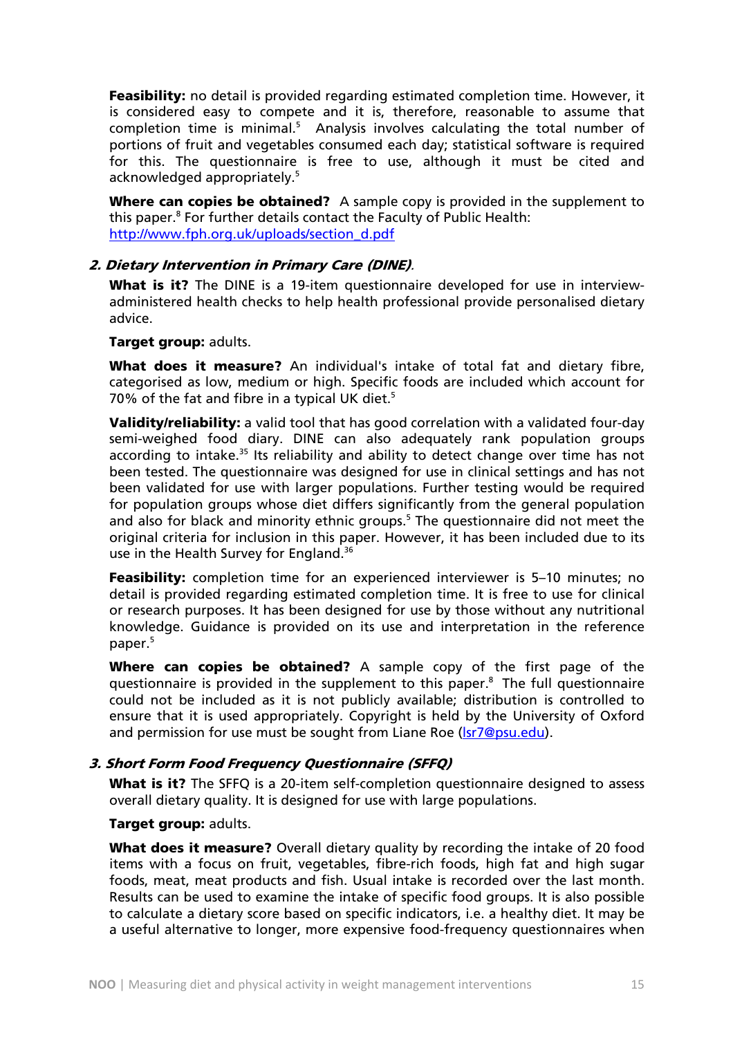**Feasibility:** no detail is provided regarding estimated completion time. However, it is considered easy to compete and it is, therefore, reasonable to assume that completion time is minimal.[5] Analysis involves calculating the total number of portions of fruit and vegetables consumed each day; statistical software is required for this. The questionnaire is free to use, although it must be cited and acknowledged appropriately.[5]

**Where can copies be obtained?** A sample copy is provided in the supplement to this paper.[8] For further details contact the Faculty of Public Health: http://www.fph.org.uk/uploads/section_d.pdf

### *2. Dietary Intervention in Primary Care (DINE).*

**What is it?** The DINE is a 19-item questionnaire developed for use in interview-administered health checks to help health professional provide personalised dietary advice.

**Target group:** adults.

**What does it measure?** An individual's intake of total fat and dietary fibre, categorised as low, medium or high. Specific foods are included which account for 70% of the fat and fibre in a typical UK diet.[5]

**Validity/reliability:** a valid tool that has good correlation with a validated four-day semi-weighed food diary. DINE can also adequately rank population groups according to intake.[35] Its reliability and ability to detect change over time has not been tested. The questionnaire was designed for use in clinical settings and has not been validated for use with larger populations. Further testing would be required for population groups whose diet differs significantly from the general population and also for black and minority ethnic groups.[5] The questionnaire did not meet the original criteria for inclusion in this paper. However, it has been included due to its use in the Health Survey for England.[36]

**Feasibility:** completion time for an experienced interviewer is 5–10 minutes; no detail is provided regarding estimated completion time. It is free to use for clinical or research purposes. It has been designed for use by those without any nutritional knowledge. Guidance is provided on its use and interpretation in the reference paper.[5]

**Where can copies be obtained?** A sample copy of the first page of the questionnaire is provided in the supplement to this paper.[8] The full questionnaire could not be included as it is not publicly available; distribution is controlled to ensure that it is used appropriately. Copyright is held by the University of Oxford and permission for use must be sought from Liane Roe (lsr7@psu.edu).

### *3. Short Form Food Frequency Questionnaire (SFFQ)*

**What is it?** The SFFQ is a 20-item self-completion questionnaire designed to assess overall dietary quality. It is designed for use with large populations.

**Target group:** adults.

**What does it measure?** Overall dietary quality by recording the intake of 20 food items with a focus on fruit, vegetables, fibre-rich foods, high fat and high sugar foods, meat, meat products and fish. Usual intake is recorded over the last month. Results can be used to examine the intake of specific food groups. It is also possible to calculate a dietary score based on specific indicators, i.e. a healthy diet. It may be a useful alternative to longer, more expensive food-frequency questionnaires when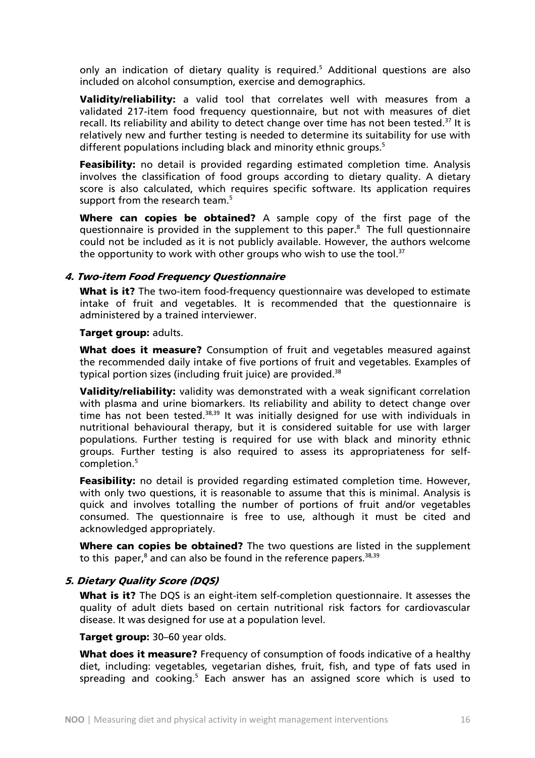only an indication of dietary quality is required.[5] Additional questions are also included on alcohol consumption, exercise and demographics.

**Validity/reliability:** a valid tool that correlates well with measures from a validated 217-item food frequency questionnaire, but not with measures of diet recall. Its reliability and ability to detect change over time has not been tested.[37] It is relatively new and further testing is needed to determine its suitability for use with different populations including black and minority ethnic groups.[5]

**Feasibility:** no detail is provided regarding estimated completion time. Analysis involves the classification of food groups according to dietary quality. A dietary score is also calculated, which requires specific software. Its application requires support from the research team.[5]

**Where can copies be obtained?** A sample copy of the first page of the questionnaire is provided in the supplement to this paper.[8] The full questionnaire could not be included as it is not publicly available. However, the authors welcome the opportunity to work with other groups who wish to use the tool.[37]

### *4. Two-item Food Frequency Questionnaire*

**What is it?** The two-item food-frequency questionnaire was developed to estimate intake of fruit and vegetables. It is recommended that the questionnaire is administered by a trained interviewer.

**Target group:** adults.

**What does it measure?** Consumption of fruit and vegetables measured against the recommended daily intake of five portions of fruit and vegetables. Examples of typical portion sizes (including fruit juice) are provided.[38]

**Validity/reliability:** validity was demonstrated with a weak significant correlation with plasma and urine biomarkers. Its reliability and ability to detect change over time has not been tested.[38,39] It was initially designed for use with individuals in nutritional behavioural therapy, but it is considered suitable for use with larger populations. Further testing is required for use with black and minority ethnic groups. Further testing is also required to assess its appropriateness for self-completion.[5]

**Feasibility:** no detail is provided regarding estimated completion time. However, with only two questions, it is reasonable to assume that this is minimal. Analysis is quick and involves totalling the number of portions of fruit and/or vegetables consumed. The questionnaire is free to use, although it must be cited and acknowledged appropriately.

**Where can copies be obtained?** The two questions are listed in the supplement to this paper,[8] and can also be found in the reference papers.[38,39]

### *5. Dietary Quality Score (DQS)*

**What is it?** The DQS is an eight-item self-completion questionnaire. It assesses the quality of adult diets based on certain nutritional risk factors for cardiovascular disease. It was designed for use at a population level.

**Target group:** 30–60 year olds.

**What does it measure?** Frequency of consumption of foods indicative of a healthy diet, including: vegetables, vegetarian dishes, fruit, fish, and type of fats used in spreading and cooking.[5] Each answer has an assigned score which is used to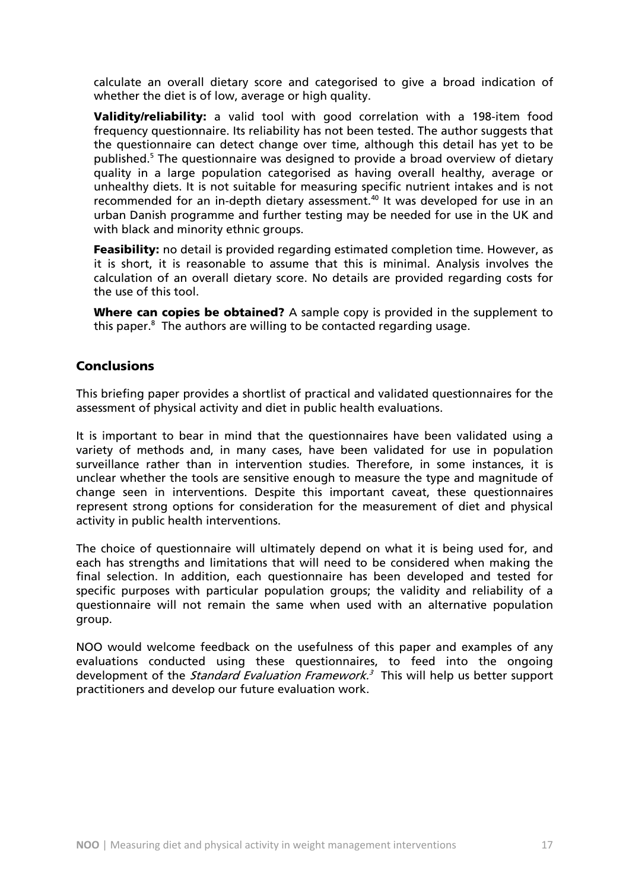calculate an overall dietary score and categorised to give a broad indication of whether the diet is of low, average or high quality.

**Validity/reliability:** a valid tool with good correlation with a 198-item food frequency questionnaire. Its reliability has not been tested. The author suggests that the questionnaire can detect change over time, although this detail has yet to be published.[5] The questionnaire was designed to provide a broad overview of dietary quality in a large population categorised as having overall healthy, average or unhealthy diets. It is not suitable for measuring specific nutrient intakes and is not recommended for an in-depth dietary assessment.[40] It was developed for use in an urban Danish programme and further testing may be needed for use in the UK and with black and minority ethnic groups.

**Feasibility:** no detail is provided regarding estimated completion time. However, as it is short, it is reasonable to assume that this is minimal. Analysis involves the calculation of an overall dietary score. No details are provided regarding costs for the use of this tool.

**Where can copies be obtained?** A sample copy is provided in the supplement to this paper.[8] The authors are willing to be contacted regarding usage.

## Conclusions

This briefing paper provides a shortlist of practical and validated questionnaires for the assessment of physical activity and diet in public health evaluations.

It is important to bear in mind that the questionnaires have been validated using a variety of methods and, in many cases, have been validated for use in population surveillance rather than in intervention studies. Therefore, in some instances, it is unclear whether the tools are sensitive enough to measure the type and magnitude of change seen in interventions. Despite this important caveat, these questionnaires represent strong options for consideration for the measurement of diet and physical activity in public health interventions.

The choice of questionnaire will ultimately depend on what it is being used for, and each has strengths and limitations that will need to be considered when making the final selection. In addition, each questionnaire has been developed and tested for specific purposes with particular population groups; the validity and reliability of a questionnaire will not remain the same when used with an alternative population group.

NOO would welcome feedback on the usefulness of this paper and examples of any evaluations conducted using these questionnaires, to feed into the ongoing development of the *Standard Evaluation Framework.*[3] This will help us better support practitioners and develop our future evaluation work.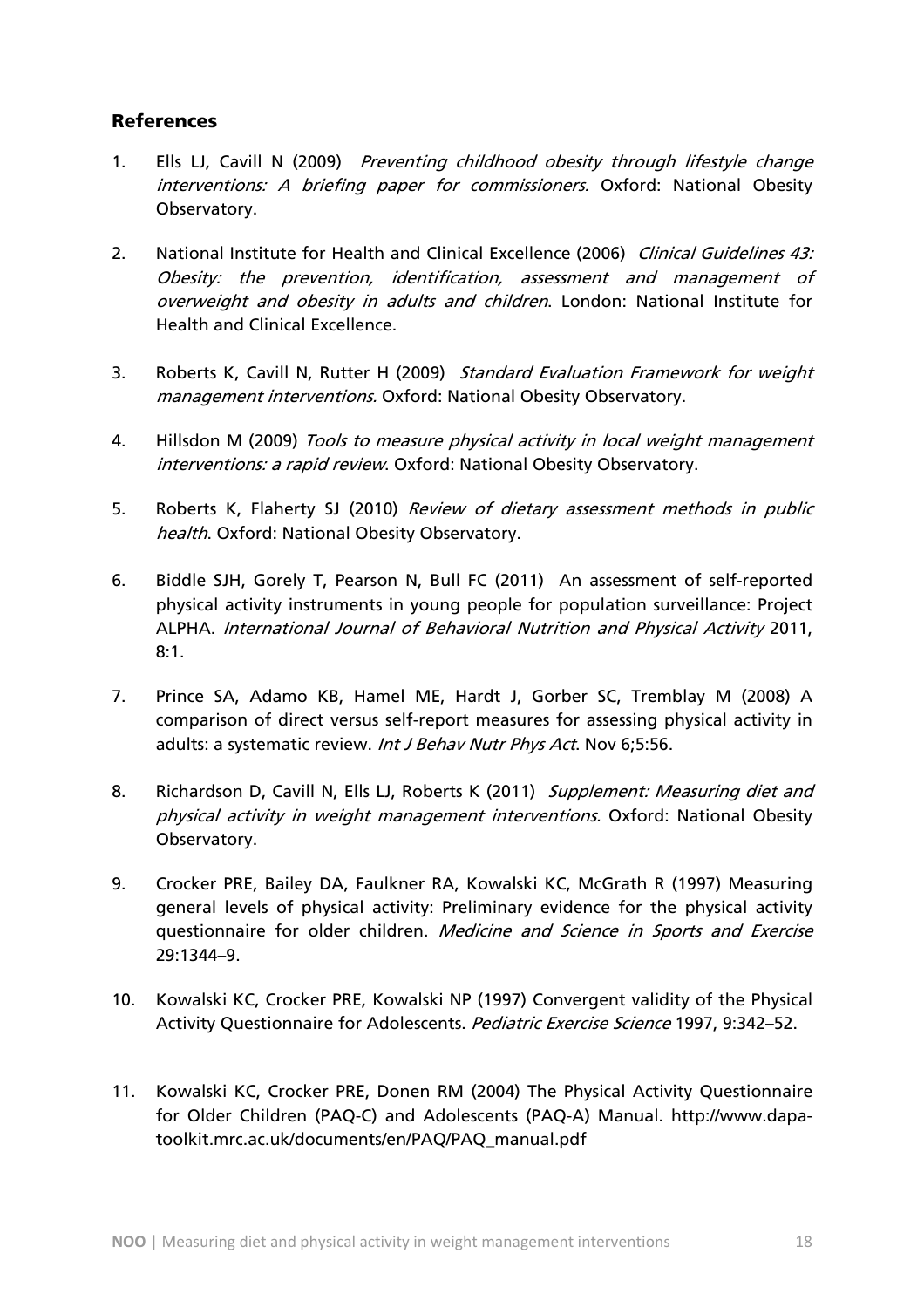## References

1. Ells LJ, Cavill N (2009) *Preventing childhood obesity through lifestyle change interventions: A briefing paper for commissioners.* Oxford: National Obesity Observatory.

2. National Institute for Health and Clinical Excellence (2006) *Clinical Guidelines 43: Obesity: the prevention, identification, assessment and management of overweight and obesity in adults and children*. London: National Institute for Health and Clinical Excellence.

3. Roberts K, Cavill N, Rutter H (2009) *Standard Evaluation Framework for weight management interventions.* Oxford: National Obesity Observatory.

4. Hillsdon M (2009) *Tools to measure physical activity in local weight management interventions: a rapid review*. Oxford: National Obesity Observatory.

5. Roberts K, Flaherty SJ (2010) *Review of dietary assessment methods in public health*. Oxford: National Obesity Observatory.

6. Biddle SJH, Gorely T, Pearson N, Bull FC (2011) An assessment of self-reported physical activity instruments in young people for population surveillance: Project ALPHA. *International Journal of Behavioral Nutrition and Physical Activity* 2011, 8:1.

7. Prince SA, Adamo KB, Hamel ME, Hardt J, Gorber SC, Tremblay M (2008) A comparison of direct versus self-report measures for assessing physical activity in adults: a systematic review. *Int J Behav Nutr Phys Act*. Nov 6;5:56.

8. Richardson D, Cavill N, Ells LJ, Roberts K (2011) *Supplement: Measuring diet and physical activity in weight management interventions.* Oxford: National Obesity Observatory.

9. Crocker PRE, Bailey DA, Faulkner RA, Kowalski KC, McGrath R (1997) Measuring general levels of physical activity: Preliminary evidence for the physical activity questionnaire for older children. *Medicine and Science in Sports and Exercise* 29:1344–9.

10. Kowalski KC, Crocker PRE, Kowalski NP (1997) Convergent validity of the Physical Activity Questionnaire for Adolescents. *Pediatric Exercise Science* 1997, 9:342–52.

11. Kowalski KC, Crocker PRE, Donen RM (2004) The Physical Activity Questionnaire for Older Children (PAQ-C) and Adolescents (PAQ-A) Manual. http://www.dapa-toolkit.mrc.ac.uk/documents/en/PAQ/PAQ_manual.pdf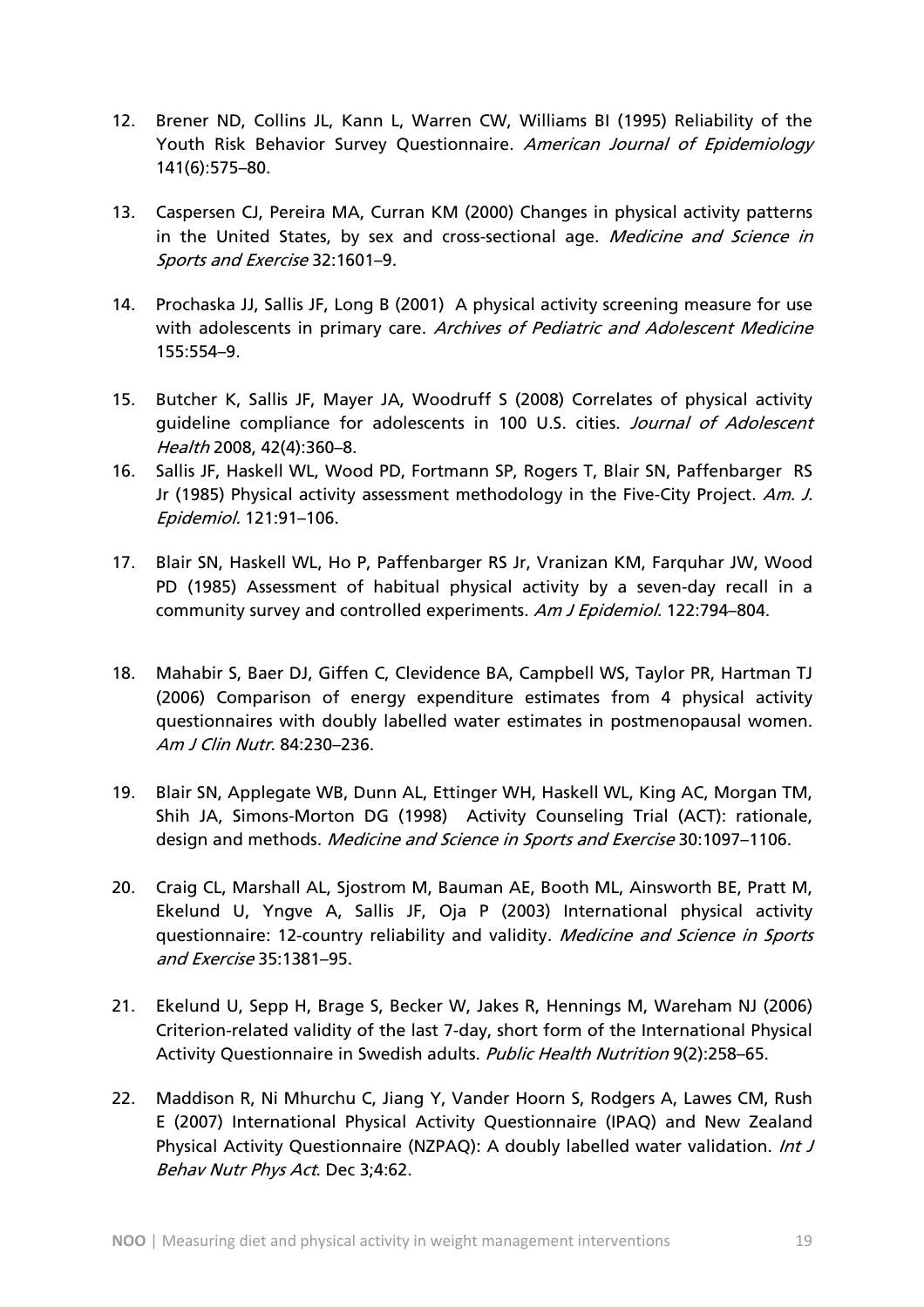12. Brener ND, Collins JL, Kann L, Warren CW, Williams BI (1995) Reliability of the Youth Risk Behavior Survey Questionnaire. *American Journal of Epidemiology* 141(6):575–80.

13. Caspersen CJ, Pereira MA, Curran KM (2000) Changes in physical activity patterns in the United States, by sex and cross-sectional age. *Medicine and Science in Sports and Exercise* 32:1601–9.

14. Prochaska JJ, Sallis JF, Long B (2001) A physical activity screening measure for use with adolescents in primary care. *Archives of Pediatric and Adolescent Medicine* 155:554–9.

15. Butcher K, Sallis JF, Mayer JA, Woodruff S (2008) Correlates of physical activity guideline compliance for adolescents in 100 U.S. cities. *Journal of Adolescent Health* 2008, 42(4):360–8.

16. Sallis JF, Haskell WL, Wood PD, Fortmann SP, Rogers T, Blair SN, Paffenbarger RS Jr (1985) Physical activity assessment methodology in the Five-City Project. *Am. J. Epidemiol.* 121:91–106.

17. Blair SN, Haskell WL, Ho P, Paffenbarger RS Jr, Vranizan KM, Farquhar JW, Wood PD (1985) Assessment of habitual physical activity by a seven-day recall in a community survey and controlled experiments. *Am J Epidemiol.* 122:794–804.

18. Mahabir S, Baer DJ, Giffen C, Clevidence BA, Campbell WS, Taylor PR, Hartman TJ (2006) Comparison of energy expenditure estimates from 4 physical activity questionnaires with doubly labelled water estimates in postmenopausal women. *Am J Clin Nutr*. 84:230–236.

19. Blair SN, Applegate WB, Dunn AL, Ettinger WH, Haskell WL, King AC, Morgan TM, Shih JA, Simons-Morton DG (1998) Activity Counseling Trial (ACT): rationale, design and methods. *Medicine and Science in Sports and Exercise* 30:1097–1106.

20. Craig CL, Marshall AL, Sjostrom M, Bauman AE, Booth ML, Ainsworth BE, Pratt M, Ekelund U, Yngve A, Sallis JF, Oja P (2003) International physical activity questionnaire: 12-country reliability and validity. *Medicine and Science in Sports and Exercise* 35:1381–95.

21. Ekelund U, Sepp H, Brage S, Becker W, Jakes R, Hennings M, Wareham NJ (2006) Criterion-related validity of the last 7-day, short form of the International Physical Activity Questionnaire in Swedish adults. *Public Health Nutrition* 9(2):258–65.

22. Maddison R, Ni Mhurchu C, Jiang Y, Vander Hoorn S, Rodgers A, Lawes CM, Rush E (2007) International Physical Activity Questionnaire (IPAQ) and New Zealand Physical Activity Questionnaire (NZPAQ): A doubly labelled water validation. *Int J Behav Nutr Phys Act*. Dec 3;4:62.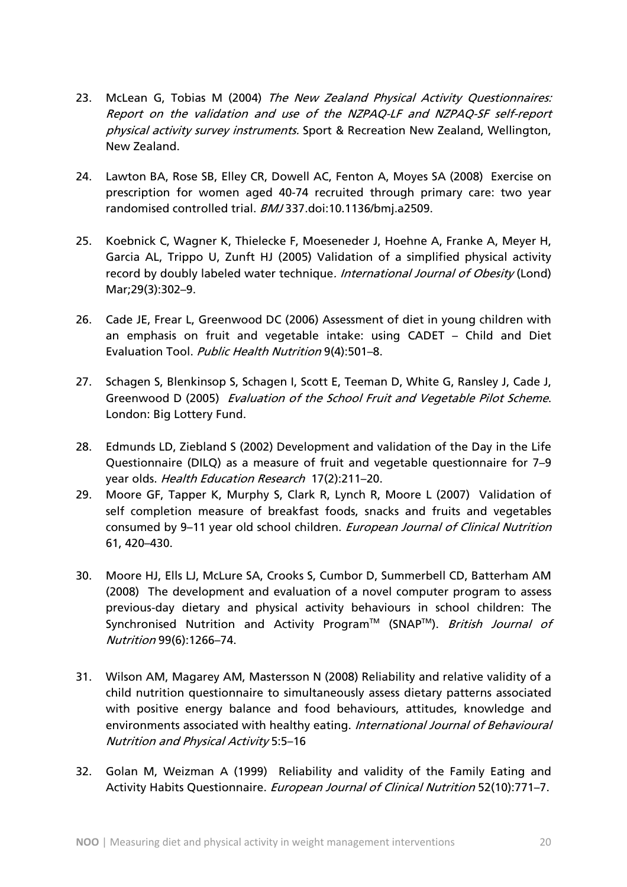23. McLean G, Tobias M (2004) *The New Zealand Physical Activity Questionnaires: Report on the validation and use of the NZPAQ-LF and NZPAQ-SF self-report physical activity survey instruments.* Sport & Recreation New Zealand, Wellington, New Zealand.

24. Lawton BA, Rose SB, Elley CR, Dowell AC, Fenton A, Moyes SA (2008) Exercise on prescription for women aged 40-74 recruited through primary care: two year randomised controlled trial. *BMJ* 337.doi:10.1136/bmj.a2509.

25. Koebnick C, Wagner K, Thielecke F, Moeseneder J, Hoehne A, Franke A, Meyer H, Garcia AL, Trippo U, Zunft HJ (2005) Validation of a simplified physical activity record by doubly labeled water technique*. International Journal of Obesity* (Lond) Mar;29(3):302–9.

26. Cade JE, Frear L, Greenwood DC (2006) Assessment of diet in young children with an emphasis on fruit and vegetable intake: using CADET – Child and Diet Evaluation Tool. *Public Health Nutrition* 9(4):501–8.

27. Schagen S, Blenkinsop S, Schagen I, Scott E, Teeman D, White G, Ransley J, Cade J, Greenwood D (2005) *Evaluation of the School Fruit and Vegetable Pilot Scheme*. London: Big Lottery Fund.

28. Edmunds LD, Ziebland S (2002) Development and validation of the Day in the Life Questionnaire (DILQ) as a measure of fruit and vegetable questionnaire for 7–9 year olds. *Health Education Research* 17(2):211–20.

29. Moore GF, Tapper K, Murphy S, Clark R, Lynch R, Moore L (2007) Validation of self completion measure of breakfast foods, snacks and fruits and vegetables consumed by 9–11 year old school children. *European Journal of Clinical Nutrition* 61, 420–430.

30. Moore HJ, Ells LJ, McLure SA, Crooks S, Cumbor D, Summerbell CD, Batterham AM (2008) The development and evaluation of a novel computer program to assess previous-day dietary and physical activity behaviours in school children: The Synchronised Nutrition and Activity Program™ (SNAP™). *British Journal of Nutrition* 99(6):1266–74.

31. Wilson AM, Magarey AM, Mastersson N (2008) Reliability and relative validity of a child nutrition questionnaire to simultaneously assess dietary patterns associated with positive energy balance and food behaviours, attitudes, knowledge and environments associated with healthy eating. *International Journal of Behavioural Nutrition and Physical Activity* 5:5–16

32. Golan M, Weizman A (1999) Reliability and validity of the Family Eating and Activity Habits Questionnaire. *European Journal of Clinical Nutrition* 52(10):771–7.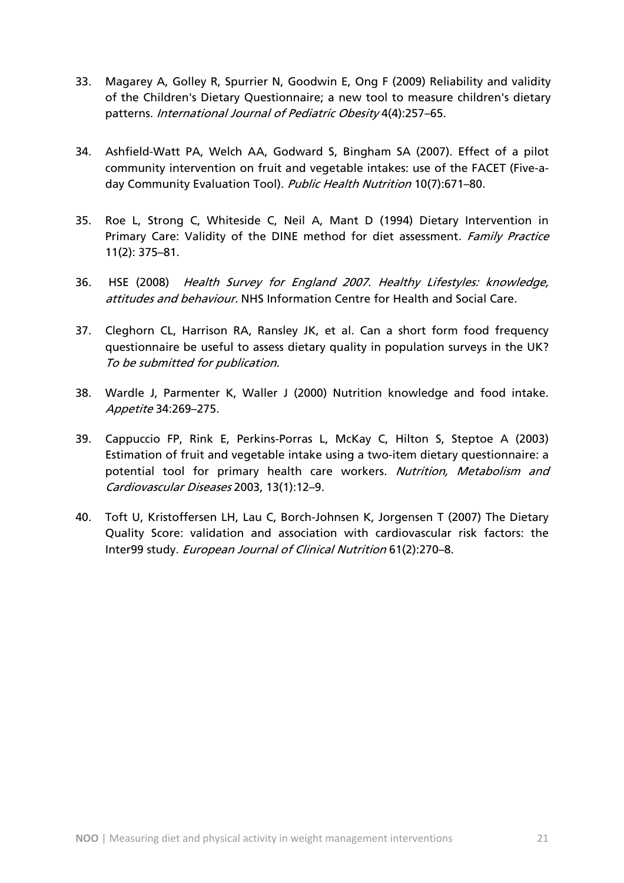33. Magarey A, Golley R, Spurrier N, Goodwin E, Ong F (2009) Reliability and validity of the Children's Dietary Questionnaire; a new tool to measure children's dietary patterns. *International Journal of Pediatric Obesity* 4(4):257–65.

34. Ashfield-Watt PA, Welch AA, Godward S, Bingham SA (2007). Effect of a pilot community intervention on fruit and vegetable intakes: use of the FACET (Five-a-day Community Evaluation Tool). *Public Health Nutrition* 10(7):671–80.

35. Roe L, Strong C, Whiteside C, Neil A, Mant D (1994) Dietary Intervention in Primary Care: Validity of the DINE method for diet assessment. *Family Practice* 11(2): 375–81.

36. HSE (2008) *Health Survey for England 2007. Healthy Lifestyles: knowledge, attitudes and behaviour.* NHS Information Centre for Health and Social Care.

37. Cleghorn CL, Harrison RA, Ransley JK, et al. Can a short form food frequency questionnaire be useful to assess dietary quality in population surveys in the UK? *To be submitted for publication.*

38. Wardle J, Parmenter K, Waller J (2000) Nutrition knowledge and food intake. *Appetite* 34:269–275.

39. Cappuccio FP, Rink E, Perkins-Porras L, McKay C, Hilton S, Steptoe A (2003) Estimation of fruit and vegetable intake using a two-item dietary questionnaire: a potential tool for primary health care workers. *Nutrition, Metabolism and Cardiovascular Diseases* 2003, 13(1):12–9.

40. Toft U, Kristoffersen LH, Lau C, Borch-Johnsen K, Jorgensen T (2007) The Dietary Quality Score: validation and association with cardiovascular risk factors: the Inter99 study. *European Journal of Clinical Nutrition* 61(2):270–8.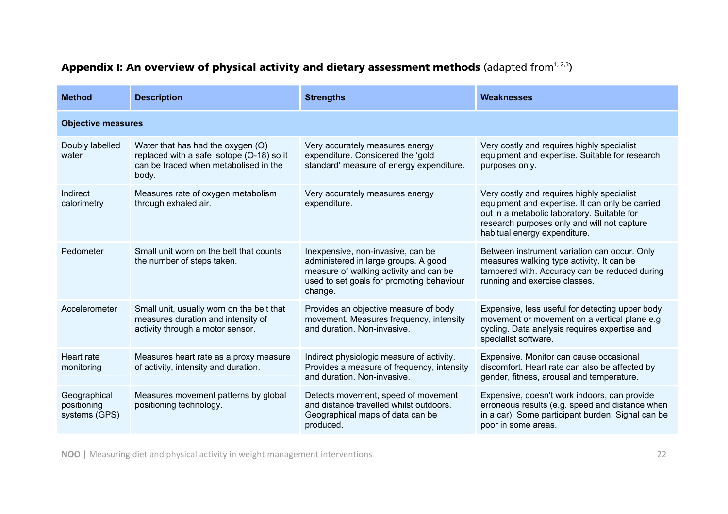## Appendix I: An overview of physical activity and dietary assessment methods (adapted from[1, 2,3])

| Method | Description | Strengths | Weaknesses |
|---|---|---|---|
| **Objective measures** | | | |
| Doubly labelled water | Water that has had the oxygen (O) replaced with a safe isotope (O-18) so it can be traced when metabolised in the body. | Very accurately measures energy expenditure. Considered the 'gold standard' measure of energy expenditure. | Very costly and requires highly specialist equipment and expertise. Suitable for research purposes only. |
| Indirect calorimetry | Measures rate of oxygen metabolism through exhaled air. | Very accurately measures energy expenditure. | Very costly and requires highly specialist equipment and expertise. It can only be carried out in a metabolic laboratory. Suitable for research purposes only and will not capture habitual energy expenditure. |
| Pedometer | Small unit worn on the belt that counts the number of steps taken. | Inexpensive, non-invasive, can be administered in large groups. A good measure of walking activity and can be used to set goals for promoting behaviour change. | Between instrument variation can occur. Only measures walking type activity. It can be tampered with. Accuracy can be reduced during running and exercise classes. |
| Accelerometer | Small unit, usually worn on the belt that measures duration and intensity of activity through a motor sensor. | Provides an objective measure of body movement. Measures frequency, intensity and duration. Non-invasive. | Expensive, less useful for detecting upper body movement or movement on a vertical plane e.g. cycling. Data analysis requires expertise and specialist software. |
| Heart rate monitoring | Measures heart rate as a proxy measure of activity, intensity and duration. | Indirect physiologic measure of activity. Provides a measure of frequency, intensity and duration. Non-invasive. | Expensive. Monitor can cause occasional discomfort. Heart rate can also be affected by gender, fitness, arousal and temperature. |
| Geographical positioning systems (GPS) | Measures movement patterns by global positioning technology. | Detects movement, speed of movement and distance travelled whilst outdoors. Geographical maps of data can be produced. | Expensive, doesn't work indoors, can provide erroneous results (e.g. speed and distance when in a car). Some participant burden. Signal can be poor in some areas. |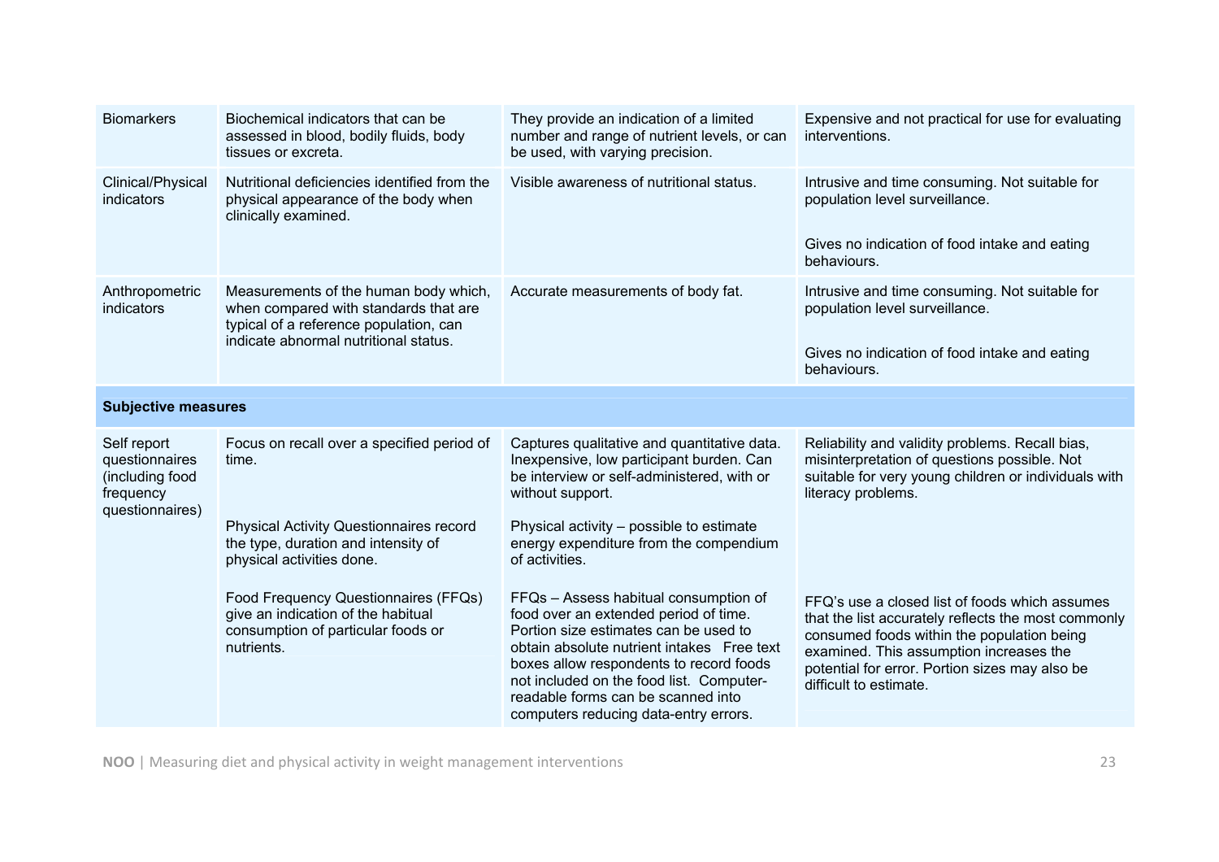| | | | |
|---|---|---|---|
| Biomarkers | Biochemical indicators that can be assessed in blood, bodily fluids, body tissues or excreta. | They provide an indication of a limited number and range of nutrient levels, or can be used, with varying precision. | Expensive and not practical for use for evaluating interventions. |
| Clinical/Physical indicators | Nutritional deficiencies identified from the physical appearance of the body when clinically examined. | Visible awareness of nutritional status. | Intrusive and time consuming. Not suitable for population level surveillance.<br><br>Gives no indication of food intake and eating behaviours. |
| Anthropometric indicators | Measurements of the human body which, when compared with standards that are typical of a reference population, can indicate abnormal nutritional status. | Accurate measurements of body fat. | Intrusive and time consuming. Not suitable for population level surveillance.<br><br>Gives no indication of food intake and eating behaviours. |
| **Subjective measures** | | | |
| Self report questionnaires (including food frequency questionnaires) | Focus on recall over a specified period of time.<br><br>Physical Activity Questionnaires record the type, duration and intensity of physical activities done.<br><br>Food Frequency Questionnaires (FFQs) give an indication of the habitual consumption of particular foods or nutrients. | Captures qualitative and quantitative data. Inexpensive, low participant burden. Can be interview or self-administered, with or without support.<br><br>Physical activity – possible to estimate energy expenditure from the compendium of activities.<br><br>FFQs – Assess habitual consumption of food over an extended period of time. Portion size estimates can be used to obtain absolute nutrient intakes Free text boxes allow respondents to record foods not included on the food list. Computer-readable forms can be scanned into computers reducing data-entry errors. | Reliability and validity problems. Recall bias, misinterpretation of questions possible. Not suitable for very young children or individuals with literacy problems.<br><br>FFQ's use a closed list of foods which assumes that the list accurately reflects the most commonly consumed foods within the population being examined. This assumption increases the potential for error. Portion sizes may also be difficult to estimate. |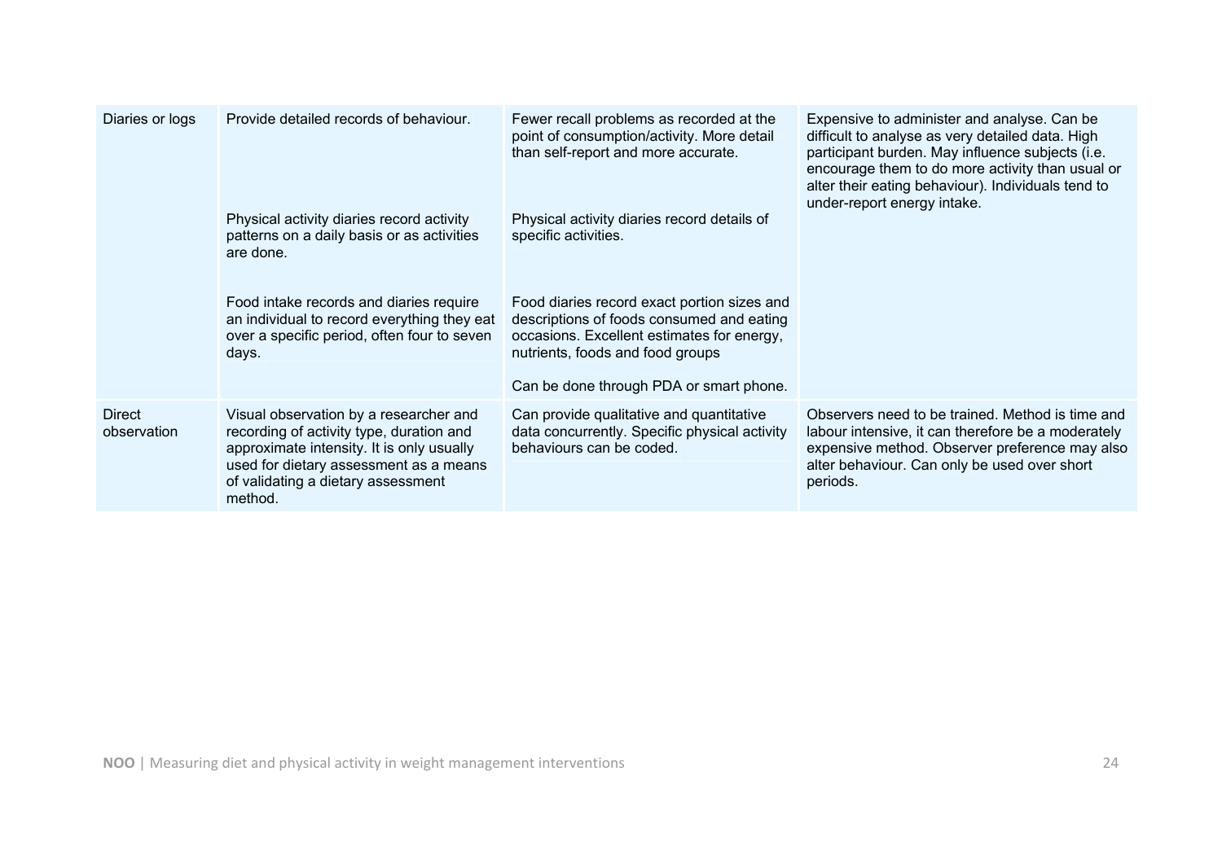| | | | |
|---|---|---|---|
| Diaries or logs | Provide detailed records of behaviour.<br><br>Physical activity diaries record activity patterns on a daily basis or as activities are done.<br><br>Food intake records and diaries require an individual to record everything they eat over a specific period, often four to seven days. | Fewer recall problems as recorded at the point of consumption/activity. More detail than self-report and more accurate.<br><br>Physical activity diaries record details of specific activities.<br><br>Food diaries record exact portion sizes and descriptions of foods consumed and eating occasions. Excellent estimates for energy, nutrients, foods and food groups<br><br>Can be done through PDA or smart phone. | Expensive to administer and analyse. Can be difficult to analyse as very detailed data. High participant burden. May influence subjects (i.e. encourage them to do more activity than usual or alter their eating behaviour). Individuals tend to under-report energy intake. |
| Direct observation | Visual observation by a researcher and recording of activity type, duration and approximate intensity. It is only usually used for dietary assessment as a means of validating a dietary assessment method. | Can provide qualitative and quantitative data concurrently. Specific physical activity behaviours can be coded. | Observers need to be trained. Method is time and labour intensive, it can therefore be a moderately expensive method. Observer preference may also alter behaviour. Can only be used over short periods. |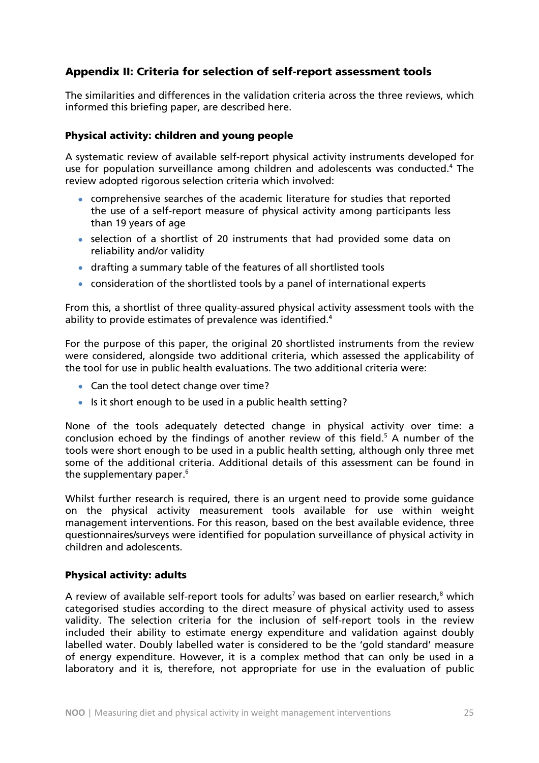## Appendix II: Criteria for selection of self-report assessment tools

The similarities and differences in the validation criteria across the three reviews, which informed this briefing paper, are described here.

### Physical activity: children and young people

A systematic review of available self-report physical activity instruments developed for use for population surveillance among children and adolescents was conducted.[4] The review adopted rigorous selection criteria which involved:

- comprehensive searches of the academic literature for studies that reported the use of a self-report measure of physical activity among participants less than 19 years of age
- selection of a shortlist of 20 instruments that had provided some data on reliability and/or validity
- drafting a summary table of the features of all shortlisted tools
- consideration of the shortlisted tools by a panel of international experts

From this, a shortlist of three quality-assured physical activity assessment tools with the ability to provide estimates of prevalence was identified.[4]

For the purpose of this paper, the original 20 shortlisted instruments from the review were considered, alongside two additional criteria, which assessed the applicability of the tool for use in public health evaluations. The two additional criteria were:

- Can the tool detect change over time?
- Is it short enough to be used in a public health setting?

None of the tools adequately detected change in physical activity over time: a conclusion echoed by the findings of another review of this field.[5] A number of the tools were short enough to be used in a public health setting, although only three met some of the additional criteria. Additional details of this assessment can be found in the supplementary paper.[6]

Whilst further research is required, there is an urgent need to provide some guidance on the physical activity measurement tools available for use within weight management interventions. For this reason, based on the best available evidence, three questionnaires/surveys were identified for population surveillance of physical activity in children and adolescents.

### Physical activity: adults

A review of available self-report tools for adults[7] was based on earlier research,[8] which categorised studies according to the direct measure of physical activity used to assess validity. The selection criteria for the inclusion of self-report tools in the review included their ability to estimate energy expenditure and validation against doubly labelled water. Doubly labelled water is considered to be the 'gold standard' measure of energy expenditure. However, it is a complex method that can only be used in a laboratory and it is, therefore, not appropriate for use in the evaluation of public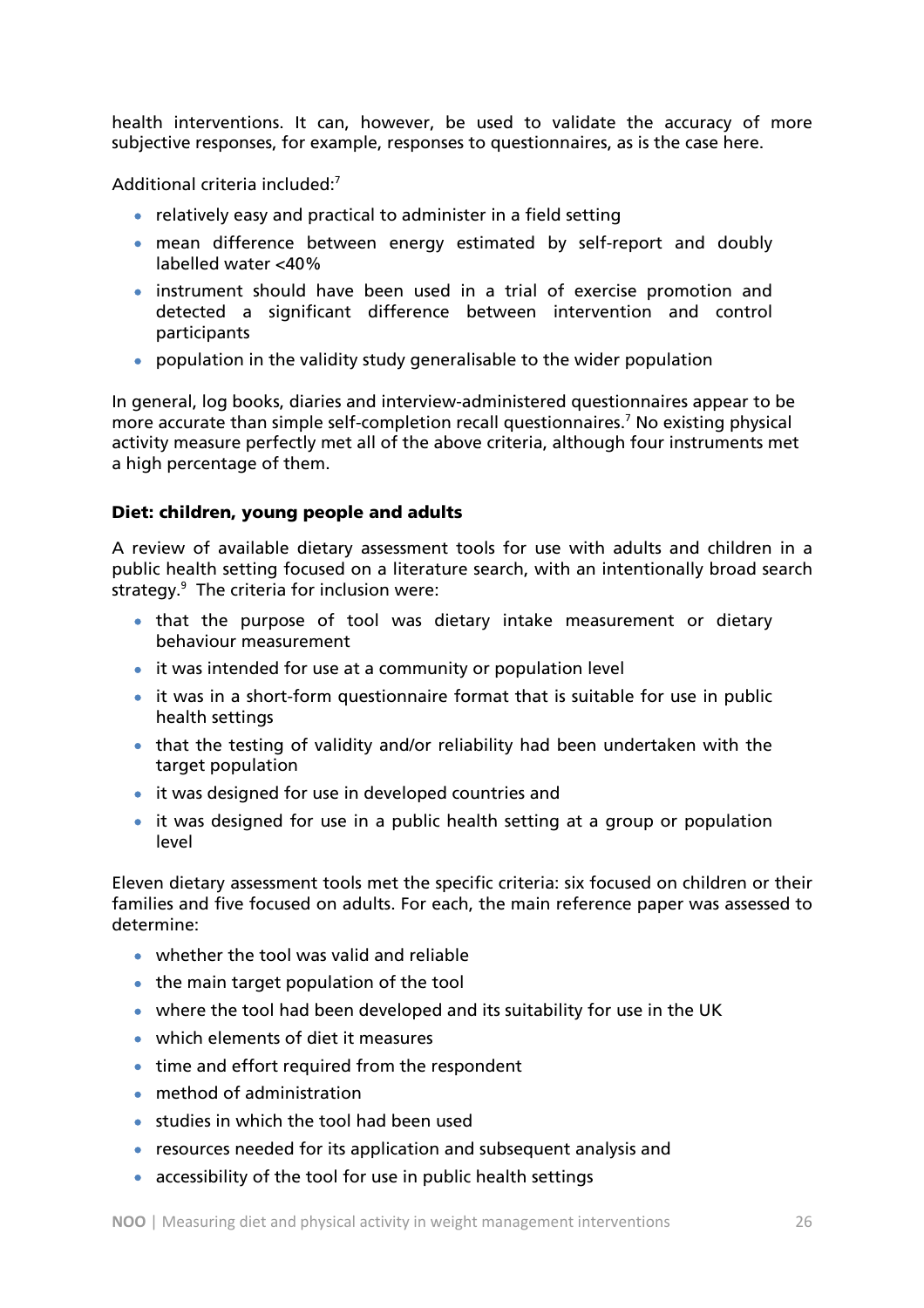health interventions. It can, however, be used to validate the accuracy of more subjective responses, for example, responses to questionnaires, as is the case here.

Additional criteria included:[7]

- relatively easy and practical to administer in a field setting
- mean difference between energy estimated by self-report and doubly labelled water <40%
- instrument should have been used in a trial of exercise promotion and detected a significant difference between intervention and control participants
- population in the validity study generalisable to the wider population

In general, log books, diaries and interview-administered questionnaires appear to be more accurate than simple self-completion recall questionnaires.[7] No existing physical activity measure perfectly met all of the above criteria, although four instruments met a high percentage of them.

### Diet: children, young people and adults

A review of available dietary assessment tools for use with adults and children in a public health setting focused on a literature search, with an intentionally broad search strategy.[9] The criteria for inclusion were:

- that the purpose of tool was dietary intake measurement or dietary behaviour measurement
- it was intended for use at a community or population level
- it was in a short-form questionnaire format that is suitable for use in public health settings
- that the testing of validity and/or reliability had been undertaken with the target population
- it was designed for use in developed countries and
- it was designed for use in a public health setting at a group or population level

Eleven dietary assessment tools met the specific criteria: six focused on children or their families and five focused on adults. For each, the main reference paper was assessed to determine:

- whether the tool was valid and reliable
- the main target population of the tool
- where the tool had been developed and its suitability for use in the UK
- which elements of diet it measures
- time and effort required from the respondent
- method of administration
- studies in which the tool had been used
- resources needed for its application and subsequent analysis and
- accessibility of the tool for use in public health settings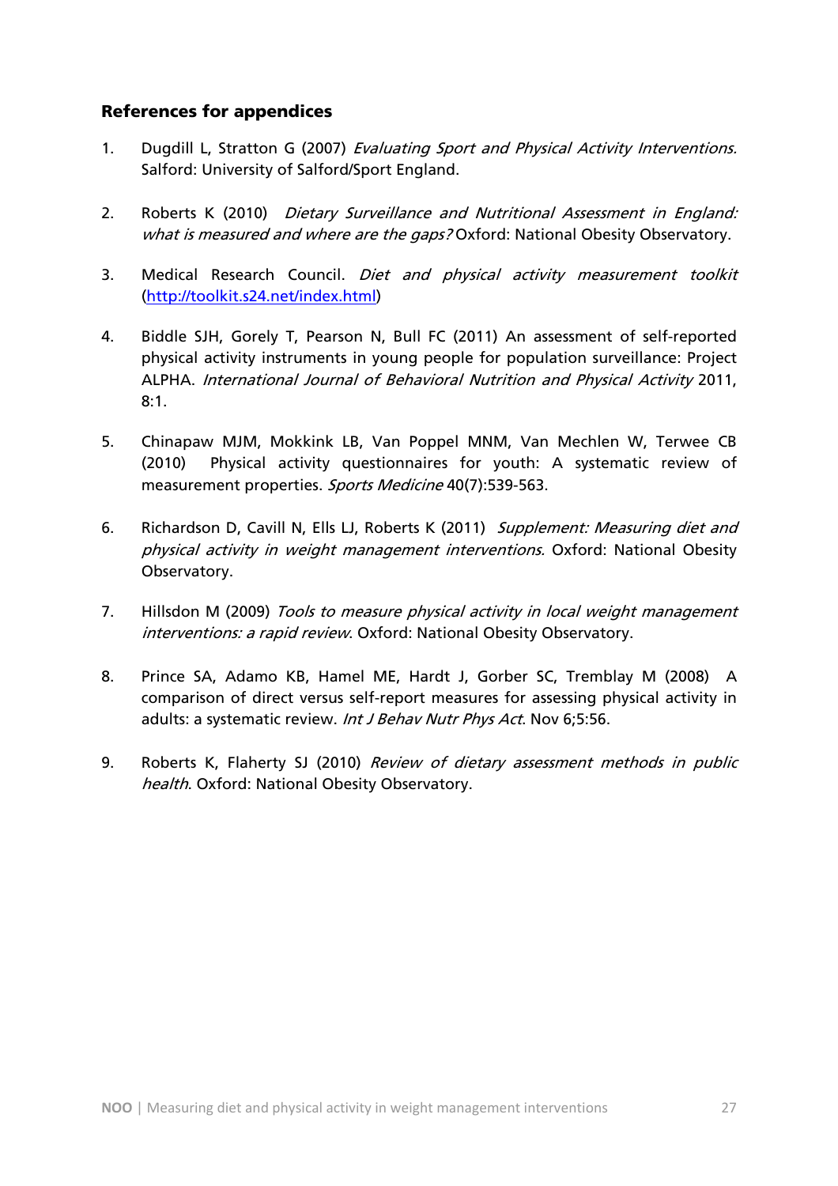**References for appendices**

1. Dugdill L, Stratton G (2007) *Evaluating Sport and Physical Activity Interventions.* Salford: University of Salford/Sport England.

2. Roberts K (2010) *Dietary Surveillance and Nutritional Assessment in England: what is measured and where are the gaps?* Oxford: National Obesity Observatory.

3. Medical Research Council. *Diet and physical activity measurement toolkit* (http://toolkit.s24.net/index.html)

4. Biddle SJH, Gorely T, Pearson N, Bull FC (2011) An assessment of self-reported physical activity instruments in young people for population surveillance: Project ALPHA. *International Journal of Behavioral Nutrition and Physical Activity* 2011, 8:1.

5. Chinapaw MJM, Mokkink LB, Van Poppel MNM, Van Mechlen W, Terwee CB (2010) Physical activity questionnaires for youth: A systematic review of measurement properties. *Sports Medicine* 40(7):539-563.

6. Richardson D, Cavill N, Ells LJ, Roberts K (2011) *Supplement: Measuring diet and physical activity in weight management interventions.* Oxford: National Obesity Observatory.

7. Hillsdon M (2009) *Tools to measure physical activity in local weight management interventions: a rapid review*. Oxford: National Obesity Observatory.

8. Prince SA, Adamo KB, Hamel ME, Hardt J, Gorber SC, Tremblay M (2008) A comparison of direct versus self-report measures for assessing physical activity in adults: a systematic review. *Int J Behav Nutr Phys Act*. Nov 6;5:56.

9. Roberts K, Flaherty SJ (2010) *Review of dietary assessment methods in public health*. Oxford: National Obesity Observatory.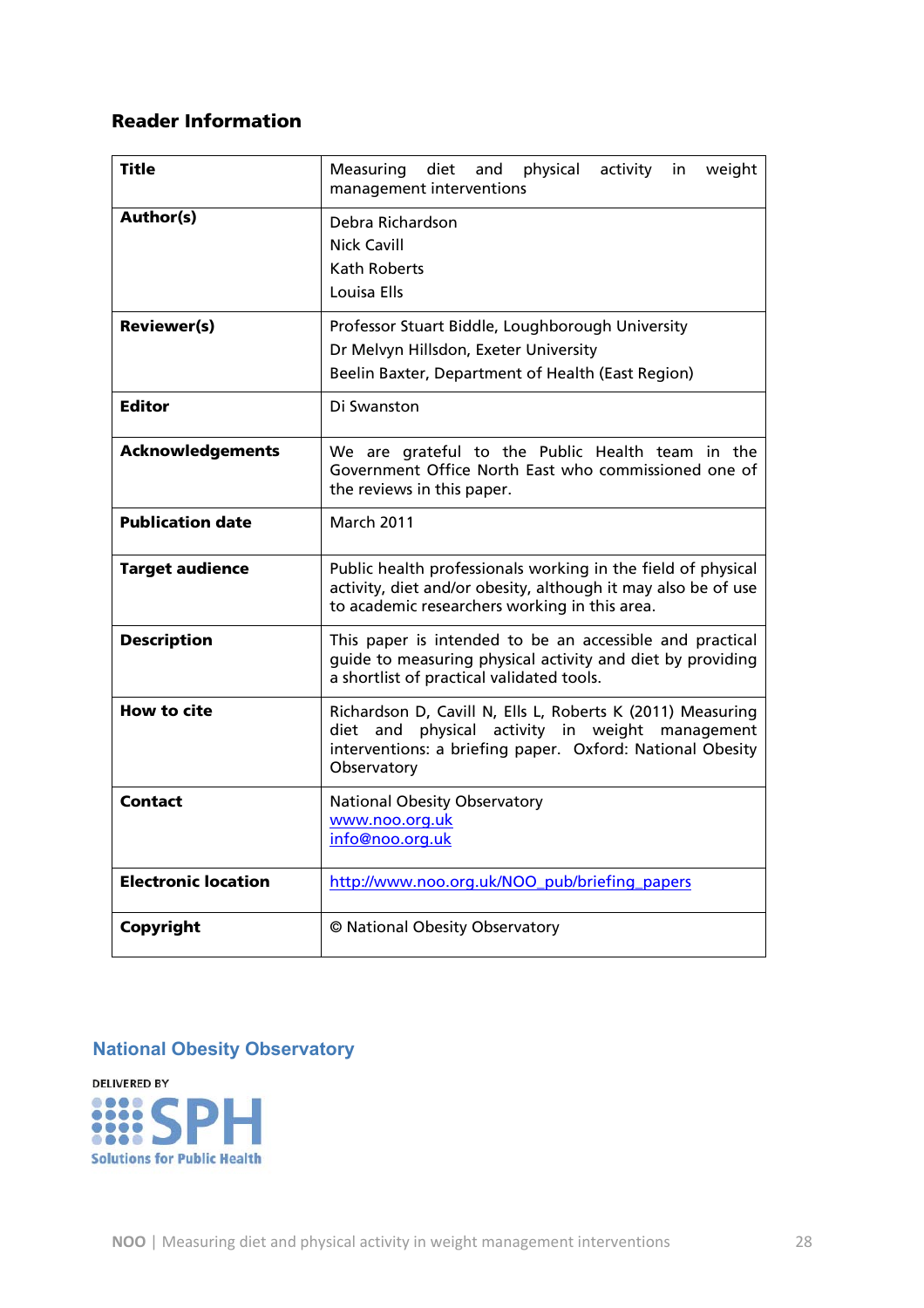## Reader Information

| | |
|---|---|
| **Title** | Measuring diet and physical activity in weight management interventions |
| **Author(s)** | Debra Richardson<br>Nick Cavill<br>Kath Roberts<br>Louisa Ells |
| **Reviewer(s)** | Professor Stuart Biddle, Loughborough University<br>Dr Melvyn Hillsdon, Exeter University<br>Beelin Baxter, Department of Health (East Region) |
| **Editor** | Di Swanston |
| **Acknowledgements** | We are grateful to the Public Health team in the Government Office North East who commissioned one of the reviews in this paper. |
| **Publication date** | March 2011 |
| **Target audience** | Public health professionals working in the field of physical activity, diet and/or obesity, although it may also be of use to academic researchers working in this area. |
| **Description** | This paper is intended to be an accessible and practical guide to measuring physical activity and diet by providing a shortlist of practical validated tools. |
| **How to cite** | Richardson D, Cavill N, Ells L, Roberts K (2011) Measuring diet and physical activity in weight management interventions: a briefing paper. Oxford: National Obesity Observatory |
| **Contact** | National Obesity Observatory<br>www.noo.org.uk<br>info@noo.org.uk |
| **Electronic location** | http://www.noo.org.uk/NOO_pub/briefing_papers |
| **Copyright** | © National Obesity Observatory |

National Obesity Observatory

DELIVERED BY

SPH

Solutions for Public Health